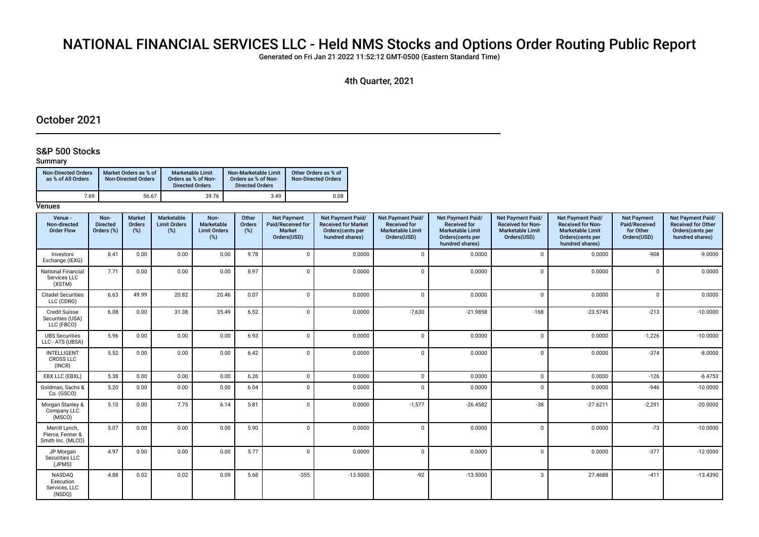# NATIONAL FINANCIAL SERVICES LLC - Held NMS Stocks and Options Order Routing Public Report

Generated on Fri Jan 21 2022 11:52:12 GMT-0500 (Eastern Standard Time)

4th Quarter, 2021

## October 2021

### S&P 500 Stocks

**Summary**

| Non-Directed Orders as % of All Orders | Market Orders as % of Non-Directed Orders | Marketable Limit Orders as % of Non-Directed Orders | Non-Marketable Limit Orders as % of Non-Directed Orders | Other Orders as % of Non-Directed Orders |
|---|---|---|---|---|
| 7.69 | 56.67 | 39.76 | 3.49 | 0.08 |

**Venues**

| Venue - Non-directed Order Flow | Non-Directed Orders (%) | Market Orders (%) | Marketable Limit Orders (%) | Non-Marketable Limit Orders (%) | Other Orders (%) | Net Payment Paid/Received for Market Orders(USD) | Net Payment Paid/ Received for Market Orders(cents per hundred shares) | Net Payment Paid/ Received for Marketable Limit Orders(USD) | Net Payment Paid/ Received for Marketable Limit Orders(cents per hundred shares) | Net Payment Paid/ Received for Non-Marketable Limit Orders(USD) | Net Payment Paid/ Received for Non-Marketable Limit Orders(cents per hundred shares) | Net Payment Paid/Received for Other Orders(USD) | Net Payment Paid/ Received for Other Orders(cents per hundred shares) |
|---|---|---|---|---|---|---|---|---|---|---|---|---|---|
| Investors Exchange (IEXG) | 8.41 | 0.00 | 0.00 | 0.00 | 9.78 | 0 | 0.0000 | 0 | 0.0000 | 0 | 0.0000 | -908 | -9.0000 |
| National Financial Services LLC (XSTM) | 7.71 | 0.00 | 0.00 | 0.00 | 8.97 | 0 | 0.0000 | 0 | 0.0000 | 0 | 0.0000 | 0 | 0.0000 |
| Citadel Securities LLC (CDRG) | 6.63 | 49.99 | 20.82 | 20.46 | 0.07 | 0 | 0.0000 | 0 | 0.0000 | 0 | 0.0000 | 0 | 0.0000 |
| Credit Suisse Securities (USA) LLC (FBCO) | 6.08 | 0.00 | 31.38 | 35.49 | 6.52 | 0 | 0.0000 | -7,630 | -21.9858 | -168 | -23.5745 | -213 | -10.0000 |
| UBS Securities LLC - ATS (UBSA) | 5.96 | 0.00 | 0.00 | 0.00 | 6.93 | 0 | 0.0000 | 0 | 0.0000 | 0 | 0.0000 | -1,226 | -10.0000 |
| INTELLIGENT CROSS LLC (INCR) | 5.52 | 0.00 | 0.00 | 0.00 | 6.42 | 0 | 0.0000 | 0 | 0.0000 | 0 | 0.0000 | -374 | -8.0000 |
| EBX LLC (EBXL) | 5.38 | 0.00 | 0.00 | 0.00 | 6.26 | 0 | 0.0000 | 0 | 0.0000 | 0 | 0.0000 | -126 | -6.4753 |
| Goldman, Sachs & Co. (GSCO) | 5.20 | 0.00 | 0.00 | 0.00 | 6.04 | 0 | 0.0000 | 0 | 0.0000 | 0 | 0.0000 | -946 | -10.0000 |
| Morgan Stanley & Company LLC (MSCO) | 5.10 | 0.00 | 7.75 | 6.14 | 5.81 | 0 | 0.0000 | -1,577 | -26.4582 | -38 | -27.6211 | -2,291 | -20.0000 |
| Merrill Lynch, Pierce, Fenner & Smith Inc. (MLCO) | 5.07 | 0.00 | 0.00 | 0.00 | 5.90 | 0 | 0.0000 | 0 | 0.0000 | 0 | 0.0000 | -73 | -10.0000 |
| JP Morgan Securities LLC (JPMS) | 4.97 | 0.00 | 0.00 | 0.00 | 5.77 | 0 | 0.0000 | 0 | 0.0000 | 0 | 0.0000 | -377 | -12.0000 |
| NASDAQ Execution Services, LLC (NSDQ) | 4.88 | 0.02 | 0.02 | 0.09 | 5.68 | -355 | -13.5000 | -92 | -13.5000 | 3 | 27.4688 | -411 | -13.4390 |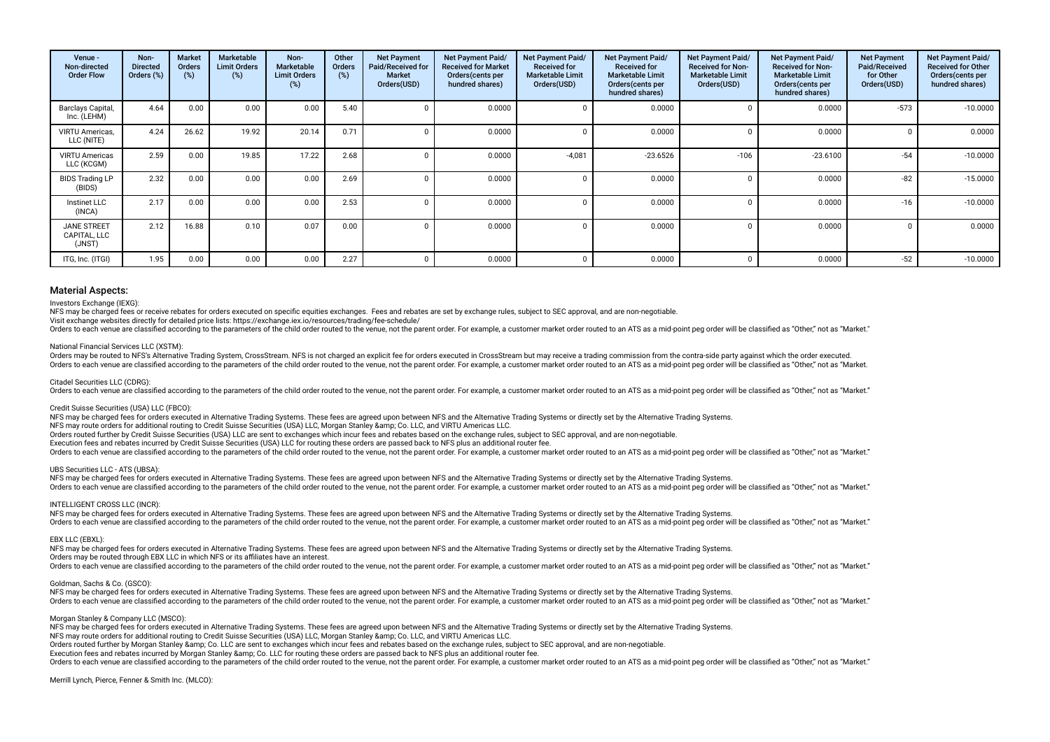| Venue - Non-directed Order Flow | Non-Directed Orders (%) | Market Orders (%) | Marketable Limit Orders (%) | Non-Marketable Limit Orders (%) | Other Orders (%) | Net Payment Paid/Received for Market Orders(USD) | Net Payment Paid/Received for Market Orders(cents per hundred shares) | Net Payment Paid/Received for Marketable Limit Orders(USD) | Net Payment Paid/Received for Marketable Limit Orders(cents per hundred shares) | Net Payment Paid/Received for Non-Marketable Limit Orders(USD) | Net Payment Paid/Received for Non-Marketable Limit Orders(cents per hundred shares) | Net Payment Paid/Received for Other Orders(USD) | Net Payment Paid/Received for Other Orders(cents per hundred shares) |
|---|---|---|---|---|---|---|---|---|---|---|---|---|---|
| Barclays Capital, Inc. (LEHM) | 4.64 | 0.00 | 0.00 | 0.00 | 5.40 | 0 | 0.0000 | 0 | 0.0000 | 0 | 0.0000 | -573 | -10.0000 |
| VIRTU Americas, LLC (NITE) | 4.24 | 26.62 | 19.92 | 20.14 | 0.71 | 0 | 0.0000 | 0 | 0.0000 | 0 | 0.0000 | 0 | 0.0000 |
| VIRTU Americas LLC (KCGM) | 2.59 | 0.00 | 19.85 | 17.22 | 2.68 | 0 | 0.0000 | -4,081 | -23.6526 | -106 | -23.6100 | -54 | -10.0000 |
| BIDS Trading LP (BIDS) | 2.32 | 0.00 | 0.00 | 0.00 | 2.69 | 0 | 0.0000 | 0 | 0.0000 | 0 | 0.0000 | -82 | -15.0000 |
| Instinet LLC (INCA) | 2.17 | 0.00 | 0.00 | 0.00 | 2.53 | 0 | 0.0000 | 0 | 0.0000 | 0 | 0.0000 | -16 | -10.0000 |
| JANE STREET CAPITAL, LLC (JNST) | 2.12 | 16.88 | 0.10 | 0.07 | 0.00 | 0 | 0.0000 | 0 | 0.0000 | 0 | 0.0000 | 0 | 0.0000 |
| ITG, Inc. (ITGI) | 1.95 | 0.00 | 0.00 | 0.00 | 2.27 | 0 | 0.0000 | 0 | 0.0000 | 0 | 0.0000 | -52 | -10.0000 |

## Material Aspects:

Investors Exchange (IEXG):

NFS may be charged fees or receive rebates for orders executed on specific equities exchanges. Fees and rebates are set by exchange rules, subject to SEC approval, and are non-negotiable.
Visit exchange websites directly for detailed price lists: https://exchange.iex.io/resources/trading/fee-schedule/
Orders to each venue are classified according to the parameters of the child order routed to the venue, not the parent order. For example, a customer market order routed to an ATS as a mid-point peg order will be classified as "Other," not as "Market."

National Financial Services LLC (XSTM):

Orders may be routed to NFS's Alternative Trading System, CrossStream. NFS is not charged an explicit fee for orders executed in CrossStream but may receive a trading commission from the contra-side party against which the order executed.
Orders to each venue are classified according to the parameters of the child order routed to the venue, not the parent order. For example, a customer market order routed to an ATS as a mid-point peg order will be classified as "Other," not as "Market.

Citadel Securities LLC (CDRG):

Orders to each venue are classified according to the parameters of the child order routed to the venue, not the parent order. For example, a customer market order routed to an ATS as a mid-point peg order will be classified as "Other," not as "Market."

Credit Suisse Securities (USA) LLC (FBCO):

NFS may be charged fees for orders executed in Alternative Trading Systems. These fees are agreed upon between NFS and the Alternative Trading Systems or directly set by the Alternative Trading Systems.
NFS may route orders for additional routing to Credit Suisse Securities (USA) LLC, Morgan Stanley &amp; Co. LLC, and VIRTU Americas LLC.
Orders routed further by Credit Suisse Securities (USA) LLC are sent to exchanges which incur fees and rebates based on the exchange rules, subject to SEC approval, and are non-negotiable.
Execution fees and rebates incurred by Credit Suisse Securities (USA) LLC for routing these orders are passed back to NFS plus an additional router fee.
Orders to each venue are classified according to the parameters of the child order routed to the venue, not the parent order. For example, a customer market order routed to an ATS as a mid-point peg order will be classified as "Other," not as "Market."

UBS Securities LLC - ATS (UBSA):

NFS may be charged fees for orders executed in Alternative Trading Systems. These fees are agreed upon between NFS and the Alternative Trading Systems or directly set by the Alternative Trading Systems.
Orders to each venue are classified according to the parameters of the child order routed to the venue, not the parent order. For example, a customer market order routed to an ATS as a mid-point peg order will be classified as "Other," not as "Market."

INTELLIGENT CROSS LLC (INCR):

NFS may be charged fees for orders executed in Alternative Trading Systems. These fees are agreed upon between NFS and the Alternative Trading Systems or directly set by the Alternative Trading Systems.
Orders to each venue are classified according to the parameters of the child order routed to the venue, not the parent order. For example, a customer market order routed to an ATS as a mid-point peg order will be classified as "Other," not as "Market."

EBX LLC (EBXL):

NFS may be charged fees for orders executed in Alternative Trading Systems. These fees are agreed upon between NFS and the Alternative Trading Systems or directly set by the Alternative Trading Systems.
Orders may be routed through EBX LLC in which NFS or its affiliates have an interest.
Orders to each venue are classified according to the parameters of the child order routed to the venue, not the parent order. For example, a customer market order routed to an ATS as a mid-point peg order will be classified as "Other," not as "Market."

Goldman, Sachs & Co. (GSCO):

NFS may be charged fees for orders executed in Alternative Trading Systems. These fees are agreed upon between NFS and the Alternative Trading Systems or directly set by the Alternative Trading Systems.
Orders to each venue are classified according to the parameters of the child order routed to the venue, not the parent order. For example, a customer market order routed to an ATS as a mid-point peg order will be classified as "Other," not as "Market."

Morgan Stanley & Company LLC (MSCO):

NFS may be charged fees for orders executed in Alternative Trading Systems. These fees are agreed upon between NFS and the Alternative Trading Systems or directly set by the Alternative Trading Systems.
NFS may route orders for additional routing to Credit Suisse Securities (USA) LLC, Morgan Stanley &amp; Co. LLC, and VIRTU Americas LLC.
Orders routed further by Morgan Stanley &amp; Co. LLC are sent to exchanges which incur fees and rebates based on the exchange rules, subject to SEC approval, and are non-negotiable.
Execution fees and rebates incurred by Morgan Stanley &amp; Co. LLC for routing these orders are passed back to NFS plus an additional router fee.
Orders to each venue are classified according to the parameters of the child order routed to the venue, not the parent order. For example, a customer market order routed to an ATS as a mid-point peg order will be classified as "Other," not as "Market."

Merrill Lynch, Pierce, Fenner & Smith Inc. (MLCO):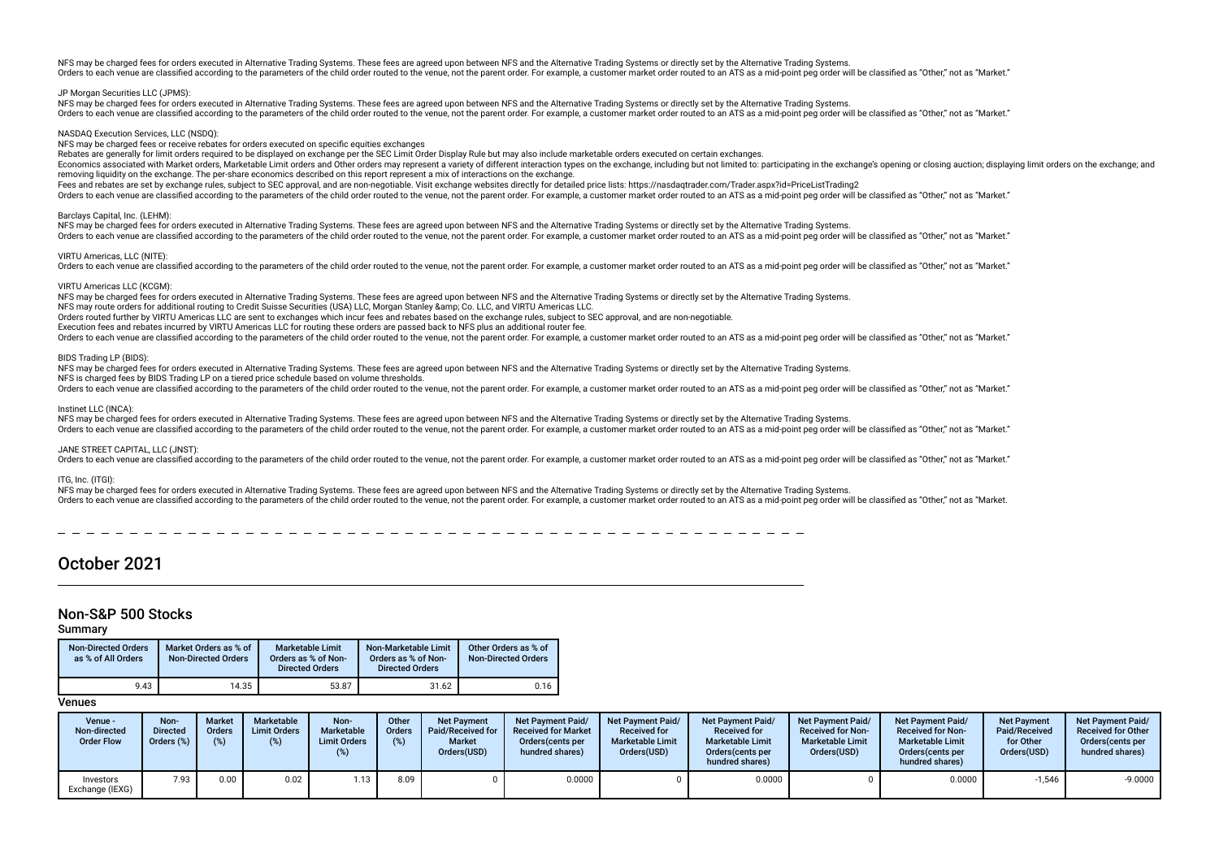NFS may be charged fees for orders executed in Alternative Trading Systems. These fees are agreed upon between NFS and the Alternative Trading Systems or directly set by the Alternative Trading Systems.
Orders to each venue are classified according to the parameters of the child order routed to the venue, not the parent order. For example, a customer market order routed to an ATS as a mid-point peg order will be classified as "Other," not as "Market."

JP Morgan Securities LLC (JPMS):
NFS may be charged fees for orders executed in Alternative Trading Systems. These fees are agreed upon between NFS and the Alternative Trading Systems or directly set by the Alternative Trading Systems.
Orders to each venue are classified according to the parameters of the child order routed to the venue, not the parent order. For example, a customer market order routed to an ATS as a mid-point peg order will be classified as "Other," not as "Market."

NASDAQ Execution Services, LLC (NSDQ):
NFS may be charged fees or receive rebates for orders executed on specific equities exchanges
Rebates are generally for limit orders required to be displayed on exchange per the SEC Limit Order Display Rule but may also include marketable orders executed on certain exchanges.
Economics associated with Market orders, Marketable Limit orders and Other orders may represent a variety of different interaction types on the exchange, including but not limited to: participating in the exchange's opening or closing auction; displaying limit orders on the exchange; and removing liquidity on the exchange. The per-share economics described on this report represent a mix of interactions on the exchange.
Fees and rebates are set by exchange rules, subject to SEC approval, and are non-negotiable. Visit exchange websites directly for detailed price lists: https://nasdaqtrader.com/Trader.aspx?id=PriceListTrading2
Orders to each venue are classified according to the parameters of the child order routed to the venue, not the parent order. For example, a customer market order routed to an ATS as a mid-point peg order will be classified as "Other," not as "Market."

Barclays Capital, Inc. (LEHM):
NFS may be charged fees for orders executed in Alternative Trading Systems. These fees are agreed upon between NFS and the Alternative Trading Systems or directly set by the Alternative Trading Systems.
Orders to each venue are classified according to the parameters of the child order routed to the venue, not the parent order. For example, a customer market order routed to an ATS as a mid-point peg order will be classified as "Other," not as "Market."

VIRTU Americas, LLC (NITE):
Orders to each venue are classified according to the parameters of the child order routed to the venue, not the parent order. For example, a customer market order routed to an ATS as a mid-point peg order will be classified as "Other," not as "Market."

VIRTU Americas LLC (KCGM):
NFS may be charged fees for orders executed in Alternative Trading Systems. These fees are agreed upon between NFS and the Alternative Trading Systems or directly set by the Alternative Trading Systems.
NFS may route orders for additional routing to Credit Suisse Securities (USA) LLC, Morgan Stanley &amp; Co. LLC, and VIRTU Americas LLC.
Orders routed further by VIRTU Americas LLC are sent to exchanges which incur fees and rebates based on the exchange rules, subject to SEC approval, and are non-negotiable.
Execution fees and rebates incurred by VIRTU Americas LLC for routing these orders are passed back to NFS plus an additional router fee.
Orders to each venue are classified according to the parameters of the child order routed to the venue, not the parent order. For example, a customer market order routed to an ATS as a mid-point peg order will be classified as "Other," not as "Market."

BIDS Trading LP (BIDS):
NFS may be charged fees for orders executed in Alternative Trading Systems. These fees are agreed upon between NFS and the Alternative Trading Systems or directly set by the Alternative Trading Systems.
NFS is charged fees by BIDS Trading LP on a tiered price schedule based on volume thresholds.
Orders to each venue are classified according to the parameters of the child order routed to the venue, not the parent order. For example, a customer market order routed to an ATS as a mid-point peg order will be classified as "Other," not as "Market."

Instinet LLC (INCA):
NFS may be charged fees for orders executed in Alternative Trading Systems. These fees are agreed upon between NFS and the Alternative Trading Systems or directly set by the Alternative Trading Systems.
Orders to each venue are classified according to the parameters of the child order routed to the venue, not the parent order. For example, a customer market order routed to an ATS as a mid-point peg order will be classified as "Other," not as "Market."

JANE STREET CAPITAL, LLC (JNST):
Orders to each venue are classified according to the parameters of the child order routed to the venue, not the parent order. For example, a customer market order routed to an ATS as a mid-point peg order will be classified as "Other," not as "Market."

ITG, Inc. (ITGI):
NFS may be charged fees for orders executed in Alternative Trading Systems. These fees are agreed upon between NFS and the Alternative Trading Systems or directly set by the Alternative Trading Systems.
Orders to each venue are classified according to the parameters of the child order routed to the venue, not the parent order. For example, a customer market order routed to an ATS as a mid-point peg order will be classified as "Other," not as "Market.

# October 2021

## Non-S&P 500 Stocks

### Summary

| Non-Directed Orders as % of All Orders | Market Orders as % of Non-Directed Orders | Marketable Limit Orders as % of Non-Directed Orders | Non-Marketable Limit Orders as % of Non-Directed Orders | Other Orders as % of Non-Directed Orders |
|---|---|---|---|---|
| 9.43 | 14.35 | 53.87 | 31.62 | 0.16 |

### Venues

| Venue - Non-directed Order Flow | Non-Directed Orders (%) | Market Orders (%) | Marketable Limit Orders (%) | Non-Marketable Limit Orders (%) | Other Orders (%) | Net Payment Paid/Received for Market Orders(USD) | Net Payment Paid/ Received for Market Orders(cents per hundred shares) | Net Payment Paid/ Received for Marketable Limit Orders(USD) | Net Payment Paid/ Received for Marketable Limit Orders(cents per hundred shares) | Net Payment Paid/ Received for Non-Marketable Limit Orders(USD) | Net Payment Paid/ Received for Non-Marketable Limit Orders(cents per hundred shares) | Net Payment Paid/Received for Other Orders(USD) | Net Payment Paid/ Received for Other Orders(cents per hundred shares) |
|---|---|---|---|---|---|---|---|---|---|---|---|---|---|
| Investors Exchange (IEXG) | 7.93 | 0.00 | 0.02 | 1.13 | 8.09 | 0 | 0.0000 | 0 | 0.0000 | 0 | 0.0000 | -1,546 | -9.0000 |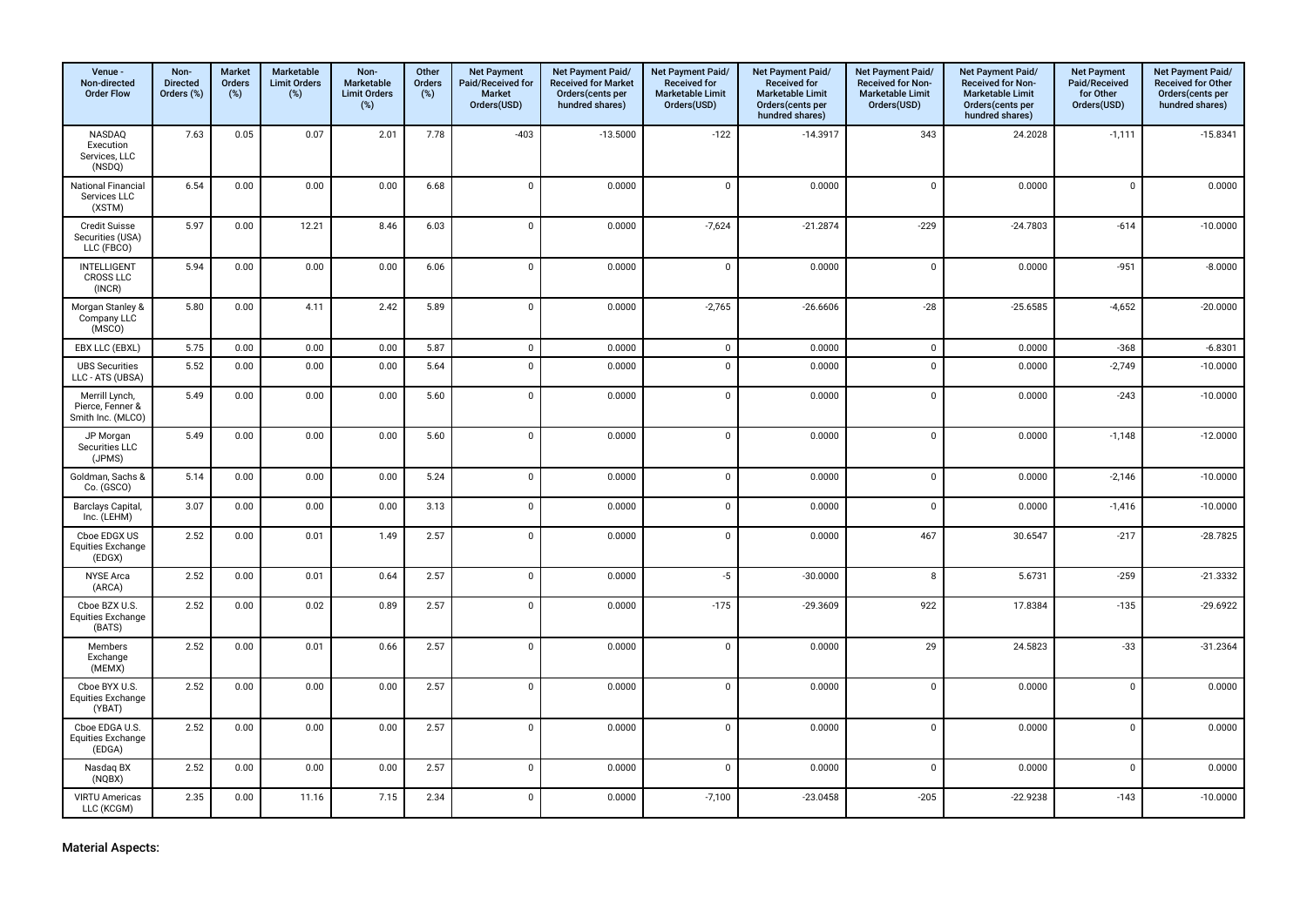| Venue - Non-directed Order Flow | Non-Directed Orders (%) | Market Orders (%) | Marketable Limit Orders (%) | Non-Marketable Limit Orders (%) | Other Orders (%) | Net Payment Paid/Received for Market Orders(USD) | Net Payment Paid/ Received for Market Orders(cents per hundred shares) | Net Payment Paid/ Received for Marketable Limit Orders(USD) | Net Payment Paid/ Received for Marketable Limit Orders(cents per hundred shares) | Net Payment Paid/ Received for Non-Marketable Limit Orders(USD) | Net Payment Paid/ Received for Non-Marketable Limit Orders(cents per hundred shares) | Net Payment Paid/Received for Other Orders(USD) | Net Payment Paid/ Received for Other Orders(cents per hundred shares) |
|---|---|---|---|---|---|---|---|---|---|---|---|---|---|
| NASDAQ Execution Services, LLC (NSDQ) | 7.63 | 0.05 | 0.07 | 2.01 | 7.78 | -403 | -13.5000 | -122 | -14.3917 | 343 | 24.2028 | -1,111 | -15.8341 |
| National Financial Services LLC (XSTM) | 6.54 | 0.00 | 0.00 | 0.00 | 6.68 | 0 | 0.0000 | 0 | 0.0000 | 0 | 0.0000 | 0 | 0.0000 |
| Credit Suisse Securities (USA) LLC (FBCO) | 5.97 | 0.00 | 12.21 | 8.46 | 6.03 | 0 | 0.0000 | -7,624 | -21.2874 | -229 | -24.7803 | -614 | -10.0000 |
| INTELLIGENT CROSS LLC (INCR) | 5.94 | 0.00 | 0.00 | 0.00 | 6.06 | 0 | 0.0000 | 0 | 0.0000 | 0 | 0.0000 | -951 | -8.0000 |
| Morgan Stanley & Company LLC (MSCO) | 5.80 | 0.00 | 4.11 | 2.42 | 5.89 | 0 | 0.0000 | -2,765 | -26.6606 | -28 | -25.6585 | -4,652 | -20.0000 |
| EBX LLC (EBXL) | 5.75 | 0.00 | 0.00 | 0.00 | 5.87 | 0 | 0.0000 | 0 | 0.0000 | 0 | 0.0000 | -368 | -6.8301 |
| UBS Securities LLC - ATS (UBSA) | 5.52 | 0.00 | 0.00 | 0.00 | 5.64 | 0 | 0.0000 | 0 | 0.0000 | 0 | 0.0000 | -2,749 | -10.0000 |
| Merrill Lynch, Pierce, Fenner & Smith Inc. (MLCO) | 5.49 | 0.00 | 0.00 | 0.00 | 5.60 | 0 | 0.0000 | 0 | 0.0000 | 0 | 0.0000 | -243 | -10.0000 |
| JP Morgan Securities LLC (JPMS) | 5.49 | 0.00 | 0.00 | 0.00 | 5.60 | 0 | 0.0000 | 0 | 0.0000 | 0 | 0.0000 | -1,148 | -12.0000 |
| Goldman, Sachs & Co. (GSCO) | 5.14 | 0.00 | 0.00 | 0.00 | 5.24 | 0 | 0.0000 | 0 | 0.0000 | 0 | 0.0000 | -2,146 | -10.0000 |
| Barclays Capital, Inc. (LEHM) | 3.07 | 0.00 | 0.00 | 0.00 | 3.13 | 0 | 0.0000 | 0 | 0.0000 | 0 | 0.0000 | -1,416 | -10.0000 |
| Cboe EDGX US Equities Exchange (EDGX) | 2.52 | 0.00 | 0.01 | 1.49 | 2.57 | 0 | 0.0000 | 0 | 0.0000 | 467 | 30.6547 | -217 | -28.7825 |
| NYSE Arca (ARCA) | 2.52 | 0.00 | 0.01 | 0.64 | 2.57 | 0 | 0.0000 | -5 | -30.0000 | 8 | 5.6731 | -259 | -21.3332 |
| Cboe BZX U.S. Equities Exchange (BATS) | 2.52 | 0.00 | 0.02 | 0.89 | 2.57 | 0 | 0.0000 | -175 | -29.3609 | 922 | 17.8384 | -135 | -29.6922 |
| Members Exchange (MEMX) | 2.52 | 0.00 | 0.01 | 0.66 | 2.57 | 0 | 0.0000 | 0 | 0.0000 | 29 | 24.5823 | -33 | -31.2364 |
| Cboe BYX U.S. Equities Exchange (YBAT) | 2.52 | 0.00 | 0.00 | 0.00 | 2.57 | 0 | 0.0000 | 0 | 0.0000 | 0 | 0.0000 | 0 | 0.0000 |
| Cboe EDGA U.S. Equities Exchange (EDGA) | 2.52 | 0.00 | 0.00 | 0.00 | 2.57 | 0 | 0.0000 | 0 | 0.0000 | 0 | 0.0000 | 0 | 0.0000 |
| Nasdaq BX (NQBX) | 2.52 | 0.00 | 0.00 | 0.00 | 2.57 | 0 | 0.0000 | 0 | 0.0000 | 0 | 0.0000 | 0 | 0.0000 |
| VIRTU Americas LLC (KCGM) | 2.35 | 0.00 | 11.16 | 7.15 | 2.34 | 0 | 0.0000 | -7,100 | -23.0458 | -205 | -22.9238 | -143 | -10.0000 |

Material Aspects: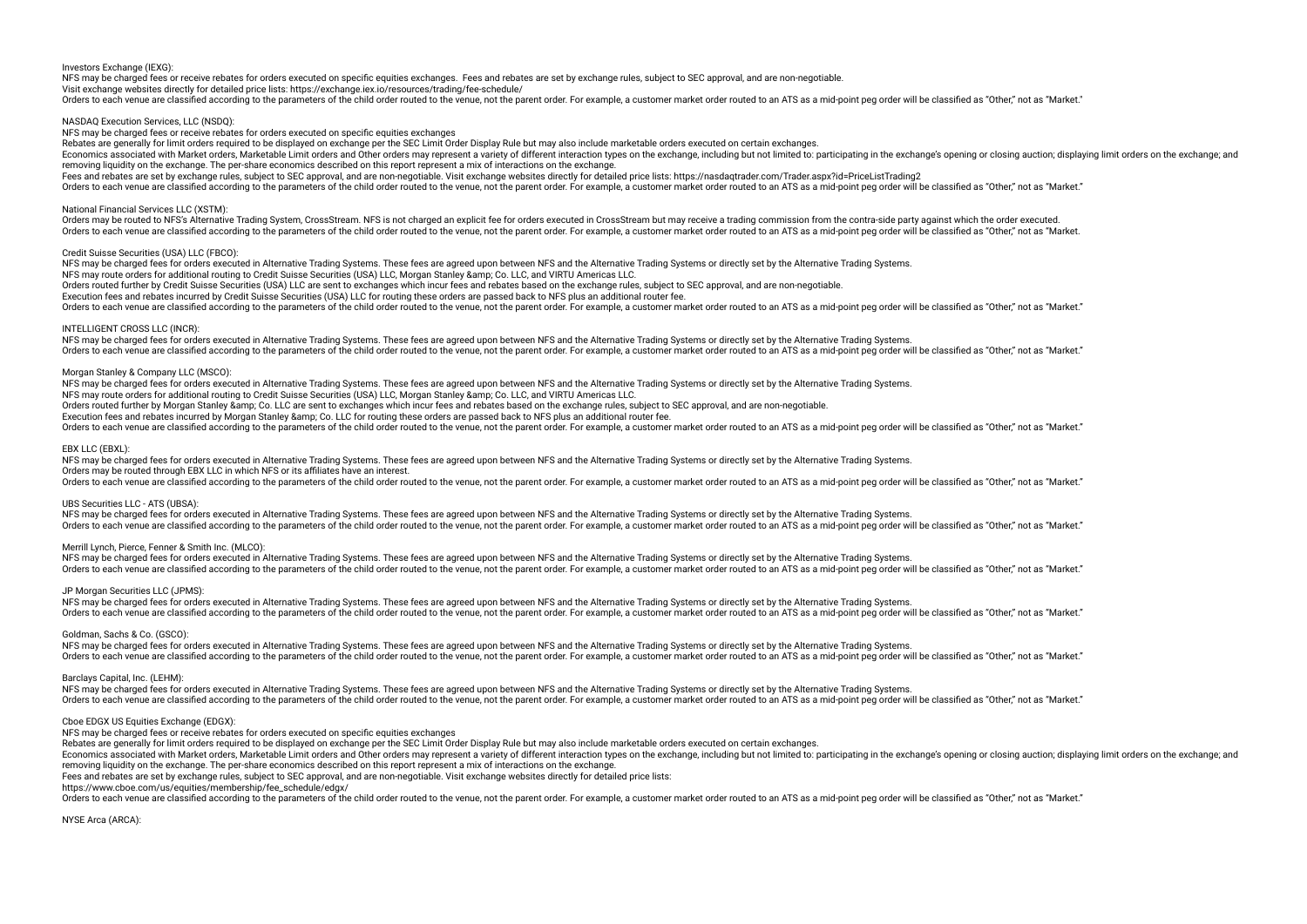Investors Exchange (IEXG):

NFS may be charged fees or receive rebates for orders executed on specific equities exchanges. Fees and rebates are set by exchange rules, subject to SEC approval, and are non-negotiable.

Visit exchange websites directly for detailed price lists: https://exchange.iex.io/resources/trading/fee-schedule/

Orders to each venue are classified according to the parameters of the child order routed to the venue, not the parent order. For example, a customer market order routed to an ATS as a mid-point peg order will be classified as "Other," not as "Market."

NASDAQ Execution Services, LLC (NSDQ):

NFS may be charged fees or receive rebates for orders executed on specific equities exchanges

Rebates are generally for limit orders required to be displayed on exchange per the SEC Limit Order Display Rule but may also include marketable orders executed on certain exchanges.

Economics associated with Market orders, Marketable Limit orders and Other orders may represent a variety of different interaction types on the exchange, including but not limited to: participating in the exchange's opening or closing auction; displaying limit orders on the exchange; and removing liquidity on the exchange. The per-share economics described on this report represent a mix of interactions on the exchange.

Fees and rebates are set by exchange rules, subject to SEC approval, and are non-negotiable. Visit exchange websites directly for detailed price lists: https://nasdaqtrader.com/Trader.aspx?id=PriceListTrading2

Orders to each venue are classified according to the parameters of the child order routed to the venue, not the parent order. For example, a customer market order routed to an ATS as a mid-point peg order will be classified as "Other," not as "Market."

National Financial Services LLC (XSTM):

Orders may be routed to NFS's Alternative Trading System, CrossStream. NFS is not charged an explicit fee for orders executed in CrossStream but may receive a trading commission from the contra-side party against which the order executed.

Orders to each venue are classified according to the parameters of the child order routed to the venue, not the parent order. For example, a customer market order routed to an ATS as a mid-point peg order will be classified as "Other," not as "Market.

Credit Suisse Securities (USA) LLC (FBCO):

NFS may be charged fees for orders executed in Alternative Trading Systems. These fees are agreed upon between NFS and the Alternative Trading Systems or directly set by the Alternative Trading Systems.

NFS may route orders for additional routing to Credit Suisse Securities (USA) LLC, Morgan Stanley &amp; Co. LLC, and VIRTU Americas LLC.

Orders routed further by Credit Suisse Securities (USA) LLC are sent to exchanges which incur fees and rebates based on the exchange rules, subject to SEC approval, and are non-negotiable.

Execution fees and rebates incurred by Credit Suisse Securities (USA) LLC for routing these orders are passed back to NFS plus an additional router fee.

Orders to each venue are classified according to the parameters of the child order routed to the venue, not the parent order. For example, a customer market order routed to an ATS as a mid-point peg order will be classified as "Other," not as "Market."

INTELLIGENT CROSS LLC (INCR):

NFS may be charged fees for orders executed in Alternative Trading Systems. These fees are agreed upon between NFS and the Alternative Trading Systems or directly set by the Alternative Trading Systems.

Orders to each venue are classified according to the parameters of the child order routed to the venue, not the parent order. For example, a customer market order routed to an ATS as a mid-point peg order will be classified as "Other," not as "Market."

Morgan Stanley & Company LLC (MSCO):

NFS may be charged fees for orders executed in Alternative Trading Systems. These fees are agreed upon between NFS and the Alternative Trading Systems or directly set by the Alternative Trading Systems.

NFS may route orders for additional routing to Credit Suisse Securities (USA) LLC, Morgan Stanley &amp; Co. LLC, and VIRTU Americas LLC.

Orders routed further by Morgan Stanley &amp; Co. LLC are sent to exchanges which incur fees and rebates based on the exchange rules, subject to SEC approval, and are non-negotiable.

Execution fees and rebates incurred by Morgan Stanley &amp; Co. LLC for routing these orders are passed back to NFS plus an additional router fee.

Orders to each venue are classified according to the parameters of the child order routed to the venue, not the parent order. For example, a customer market order routed to an ATS as a mid-point peg order will be classified as "Other," not as "Market."

EBX LLC (EBXL):

NFS may be charged fees for orders executed in Alternative Trading Systems. These fees are agreed upon between NFS and the Alternative Trading Systems or directly set by the Alternative Trading Systems.

Orders may be routed through EBX LLC in which NFS or its affiliates have an interest.

Orders to each venue are classified according to the parameters of the child order routed to the venue, not the parent order. For example, a customer market order routed to an ATS as a mid-point peg order will be classified as "Other," not as "Market."

UBS Securities LLC - ATS (UBSA):

NFS may be charged fees for orders executed in Alternative Trading Systems. These fees are agreed upon between NFS and the Alternative Trading Systems or directly set by the Alternative Trading Systems.

Orders to each venue are classified according to the parameters of the child order routed to the venue, not the parent order. For example, a customer market order routed to an ATS as a mid-point peg order will be classified as "Other," not as "Market."

Merrill Lynch, Pierce, Fenner & Smith Inc. (MLCO):

NFS may be charged fees for orders executed in Alternative Trading Systems. These fees are agreed upon between NFS and the Alternative Trading Systems or directly set by the Alternative Trading Systems.

Orders to each venue are classified according to the parameters of the child order routed to the venue, not the parent order. For example, a customer market order routed to an ATS as a mid-point peg order will be classified as "Other," not as "Market."

JP Morgan Securities LLC (JPMS):

NFS may be charged fees for orders executed in Alternative Trading Systems. These fees are agreed upon between NFS and the Alternative Trading Systems or directly set by the Alternative Trading Systems.

Orders to each venue are classified according to the parameters of the child order routed to the venue, not the parent order. For example, a customer market order routed to an ATS as a mid-point peg order will be classified as "Other," not as "Market."

Goldman, Sachs & Co. (GSCO):

NFS may be charged fees for orders executed in Alternative Trading Systems. These fees are agreed upon between NFS and the Alternative Trading Systems or directly set by the Alternative Trading Systems.

Orders to each venue are classified according to the parameters of the child order routed to the venue, not the parent order. For example, a customer market order routed to an ATS as a mid-point peg order will be classified as "Other," not as "Market."

Barclays Capital, Inc. (LEHM):

NFS may be charged fees for orders executed in Alternative Trading Systems. These fees are agreed upon between NFS and the Alternative Trading Systems or directly set by the Alternative Trading Systems.

Orders to each venue are classified according to the parameters of the child order routed to the venue, not the parent order. For example, a customer market order routed to an ATS as a mid-point peg order will be classified as "Other," not as "Market."

Cboe EDGX US Equities Exchange (EDGX):

NFS may be charged fees or receive rebates for orders executed on specific equities exchanges

Rebates are generally for limit orders required to be displayed on exchange per the SEC Limit Order Display Rule but may also include marketable orders executed on certain exchanges.

Economics associated with Market orders, Marketable Limit orders and Other orders may represent a variety of different interaction types on the exchange, including but not limited to: participating in the exchange's opening or closing auction; displaying limit orders on the exchange; and removing liquidity on the exchange. The per-share economics described on this report represent a mix of interactions on the exchange.

Fees and rebates are set by exchange rules, subject to SEC approval, and are non-negotiable. Visit exchange websites directly for detailed price lists:

https://www.cboe.com/us/equities/membership/fee_schedule/edgx/

Orders to each venue are classified according to the parameters of the child order routed to the venue, not the parent order. For example, a customer market order routed to an ATS as a mid-point peg order will be classified as "Other," not as "Market."

NYSE Arca (ARCA):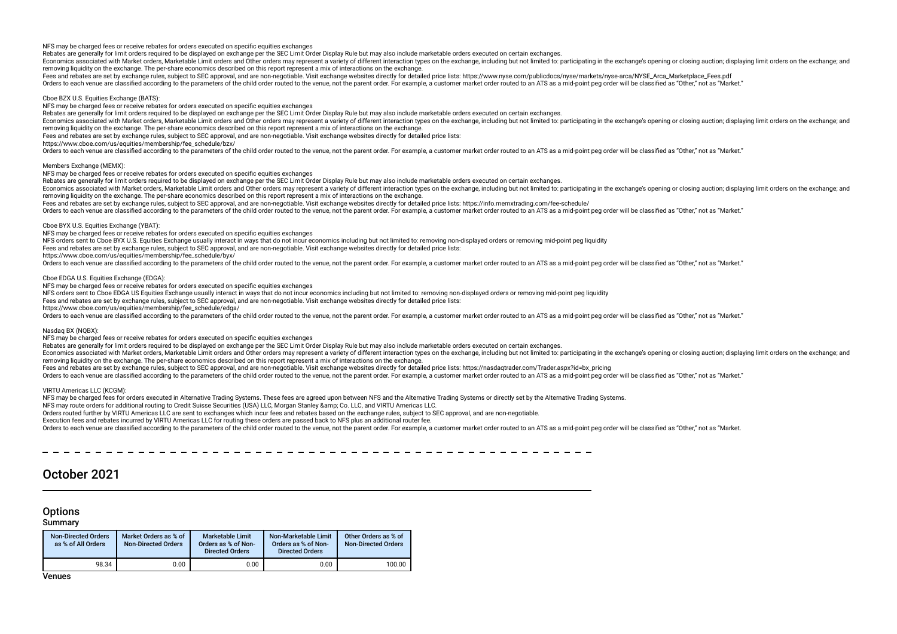NFS may be charged fees or receive rebates for orders executed on specific equities exchanges

Rebates are generally for limit orders required to be displayed on exchange per the SEC Limit Order Display Rule but may also include marketable orders executed on certain exchanges.

Economics associated with Market orders, Marketable Limit orders and Other orders may represent a variety of different interaction types on the exchange, including but not limited to: participating in the exchange's opening or closing auction; displaying limit orders on the exchange; and removing liquidity on the exchange. The per-share economics described on this report represent a mix of interactions on the exchange.

Fees and rebates are set by exchange rules, subject to SEC approval, and are non-negotiable. Visit exchange websites directly for detailed price lists: https://www.nyse.com/publicdocs/nyse/markets/nyse-arca/NYSE_Arca_Marketplace_Fees.pdf

Orders to each venue are classified according to the parameters of the child order routed to the venue, not the parent order. For example, a customer market order routed to an ATS as a mid-point peg order will be classified as "Other," not as "Market."

Cboe BZX U.S. Equities Exchange (BATS):

NFS may be charged fees or receive rebates for orders executed on specific equities exchanges

Rebates are generally for limit orders required to be displayed on exchange per the SEC Limit Order Display Rule but may also include marketable orders executed on certain exchanges.

Economics associated with Market orders, Marketable Limit orders and Other orders may represent a variety of different interaction types on the exchange, including but not limited to: participating in the exchange's opening or closing auction; displaying limit orders on the exchange; and removing liquidity on the exchange. The per-share economics described on this report represent a mix of interactions on the exchange.

Fees and rebates are set by exchange rules, subject to SEC approval, and are non-negotiable. Visit exchange websites directly for detailed price lists:

https://www.cboe.com/us/equities/membership/fee_schedule/bzx/

Orders to each venue are classified according to the parameters of the child order routed to the venue, not the parent order. For example, a customer market order routed to an ATS as a mid-point peg order will be classified as "Other," not as "Market."

Members Exchange (MEMX):

NFS may be charged fees or receive rebates for orders executed on specific equities exchanges

Rebates are generally for limit orders required to be displayed on exchange per the SEC Limit Order Display Rule but may also include marketable orders executed on certain exchanges.

Economics associated with Market orders, Marketable Limit orders and Other orders may represent a variety of different interaction types on the exchange, including but not limited to: participating in the exchange's opening or closing auction; displaying limit orders on the exchange; and removing liquidity on the exchange. The per-share economics described on this report represent a mix of interactions on the exchange.

Fees and rebates are set by exchange rules, subject to SEC approval, and are non-negotiable. Visit exchange websites directly for detailed price lists: https://info.memxtrading.com/fee-schedule/

Orders to each venue are classified according to the parameters of the child order routed to the venue, not the parent order. For example, a customer market order routed to an ATS as a mid-point peg order will be classified as "Other," not as "Market."

Cboe BYX U.S. Equities Exchange (YBAT):

NFS may be charged fees or receive rebates for orders executed on specific equities exchanges

NFS orders sent to Cboe BYX U.S. Equities Exchange usually interact in ways that do not incur economics including but not limited to: removing non-displayed orders or removing mid-point peg liquidity

Fees and rebates are set by exchange rules, subject to SEC approval, and are non-negotiable. Visit exchange websites directly for detailed price lists:

https://www.cboe.com/us/equities/membership/fee_schedule/byx/

Orders to each venue are classified according to the parameters of the child order routed to the venue, not the parent order. For example, a customer market order routed to an ATS as a mid-point peg order will be classified as "Other," not as "Market."

Cboe EDGA U.S. Equities Exchange (EDGA):

NFS may be charged fees or receive rebates for orders executed on specific equities exchanges

NFS orders sent to Cboe EDGA US Equities Exchange usually interact in ways that do not incur economics including but not limited to: removing non-displayed orders or removing mid-point peg liquidity

Fees and rebates are set by exchange rules, subject to SEC approval, and are non-negotiable. Visit exchange websites directly for detailed price lists:

https://www.cboe.com/us/equities/membership/fee_schedule/edga/

Orders to each venue are classified according to the parameters of the child order routed to the venue, not the parent order. For example, a customer market order routed to an ATS as a mid-point peg order will be classified as "Other," not as "Market."

Nasdaq BX (NQBX):

NFS may be charged fees or receive rebates for orders executed on specific equities exchanges

Rebates are generally for limit orders required to be displayed on exchange per the SEC Limit Order Display Rule but may also include marketable orders executed on certain exchanges.

Economics associated with Market orders, Marketable Limit orders and Other orders may represent a variety of different interaction types on the exchange, including but not limited to: participating in the exchange's opening or closing auction; displaying limit orders on the exchange; and removing liquidity on the exchange. The per-share economics described on this report represent a mix of interactions on the exchange.

Fees and rebates are set by exchange rules, subject to SEC approval, and are non-negotiable. Visit exchange websites directly for detailed price lists: https://nasdaqtrader.com/Trader.aspx?id=bx_pricing

Orders to each venue are classified according to the parameters of the child order routed to the venue, not the parent order. For example, a customer market order routed to an ATS as a mid-point peg order will be classified as "Other," not as "Market."

VIRTU Americas LLC (KCGM):

NFS may be charged fees for orders executed in Alternative Trading Systems. These fees are agreed upon between NFS and the Alternative Trading Systems or directly set by the Alternative Trading Systems.

NFS may route orders for additional routing to Credit Suisse Securities (USA) LLC, Morgan Stanley &amp; Co. LLC, and VIRTU Americas LLC.

Orders routed further by VIRTU Americas LLC are sent to exchanges which incur fees and rebates based on the exchange rules, subject to SEC approval, and are non-negotiable.

Execution fees and rebates incurred by VIRTU Americas LLC for routing these orders are passed back to NFS plus an additional router fee.

Orders to each venue are classified according to the parameters of the child order routed to the venue, not the parent order. For example, a customer market order routed to an ATS as a mid-point peg order will be classified as "Other," not as "Market.

# October 2021

## Options

### Summary

| Non-Directed Orders as % of All Orders | Market Orders as % of Non-Directed Orders | Marketable Limit Orders as % of Non-Directed Orders | Non-Marketable Limit Orders as % of Non-Directed Orders | Other Orders as % of Non-Directed Orders |
|---|---|---|---|---|
| 98.34 | 0.00 | 0.00 | 0.00 | 100.00 |

### Venues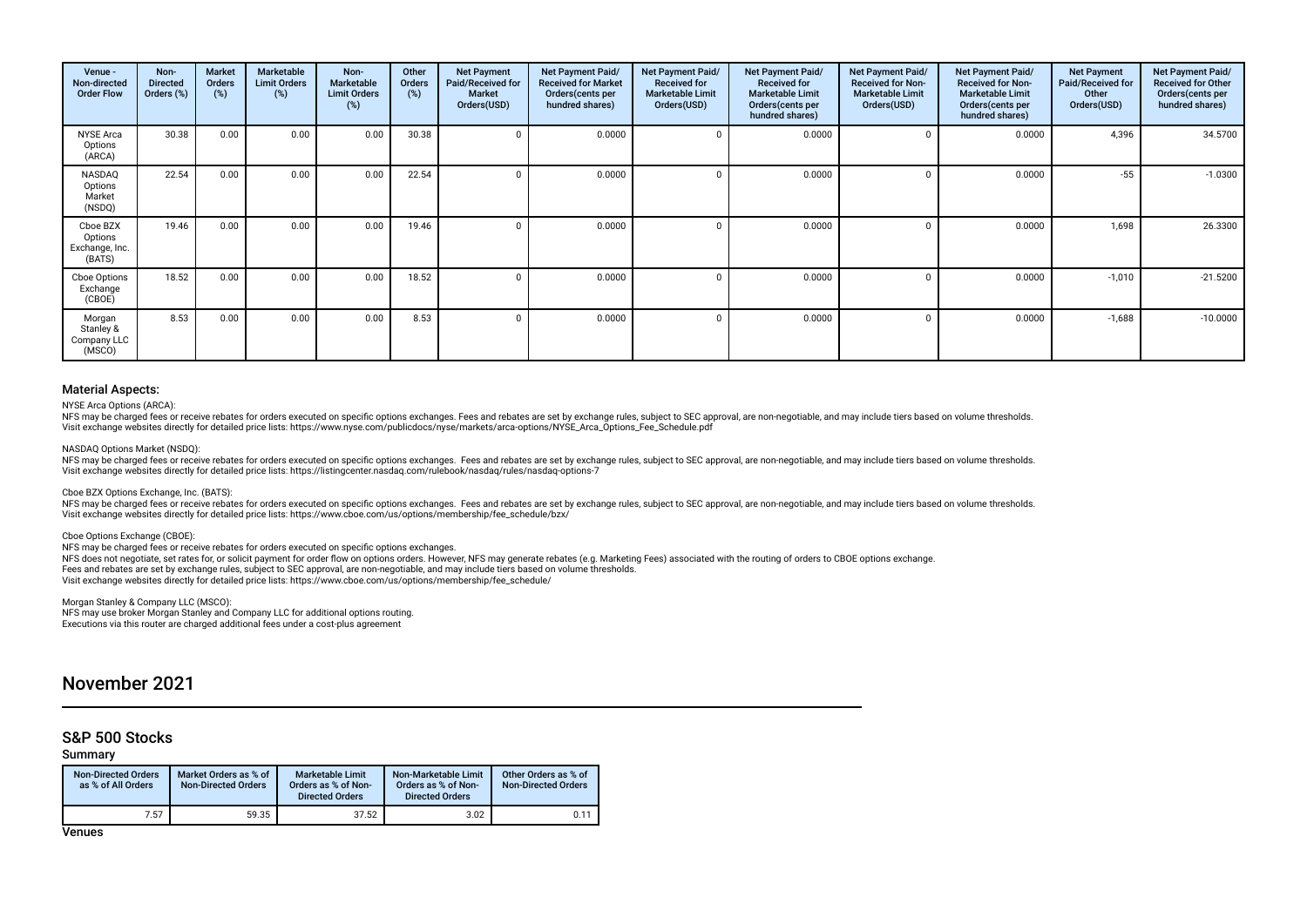| Venue - Non-directed Order Flow | Non-Directed Orders (%) | Market Orders (%) | Marketable Limit Orders (%) | Non-Marketable Limit Orders (%) | Other Orders (%) | Net Payment Paid/Received for Market Orders(USD) | Net Payment Paid/ Received for Market Orders(cents per hundred shares) | Net Payment Paid/ Received for Marketable Limit Orders(USD) | Net Payment Paid/ Received for Marketable Limit Orders(cents per hundred shares) | Net Payment Paid/ Received for Non-Marketable Limit Orders(USD) | Net Payment Paid/ Received for Non-Marketable Limit Orders(cents per hundred shares) | Net Payment Paid/Received for Other Orders(USD) | Net Payment Paid/ Received for Other Orders(cents per hundred shares) |
|---|---|---|---|---|---|---|---|---|---|---|---|---|---|
| NYSE Arca Options (ARCA) | 30.38 | 0.00 | 0.00 | 0.00 | 30.38 | 0 | 0.0000 | 0 | 0.0000 | 0 | 0.0000 | 4,396 | 34.5700 |
| NASDAQ Options Market (NSDQ) | 22.54 | 0.00 | 0.00 | 0.00 | 22.54 | 0 | 0.0000 | 0 | 0.0000 | 0 | 0.0000 | -55 | -1.0300 |
| Cboe BZX Options Exchange, Inc. (BATS) | 19.46 | 0.00 | 0.00 | 0.00 | 19.46 | 0 | 0.0000 | 0 | 0.0000 | 0 | 0.0000 | 1,698 | 26.3300 |
| Cboe Options Exchange (CBOE) | 18.52 | 0.00 | 0.00 | 0.00 | 18.52 | 0 | 0.0000 | 0 | 0.0000 | 0 | 0.0000 | -1,010 | -21.5200 |
| Morgan Stanley & Company LLC (MSCO) | 8.53 | 0.00 | 0.00 | 0.00 | 8.53 | 0 | 0.0000 | 0 | 0.0000 | 0 | 0.0000 | -1,688 | -10.0000 |

### Material Aspects:

NYSE Arca Options (ARCA):
NFS may be charged fees or receive rebates for orders executed on specific options exchanges. Fees and rebates are set by exchange rules, subject to SEC approval, are non-negotiable, and may include tiers based on volume thresholds.
Visit exchange websites directly for detailed price lists: https://www.nyse.com/publicdocs/nyse/markets/arca-options/NYSE_Arca_Options_Fee_Schedule.pdf

NASDAQ Options Market (NSDQ):
NFS may be charged fees or receive rebates for orders executed on specific options exchanges. Fees and rebates are set by exchange rules, subject to SEC approval, are non-negotiable, and may include tiers based on volume thresholds.
Visit exchange websites directly for detailed price lists: https://listingcenter.nasdaq.com/rulebook/nasdaq/rules/nasdaq-options-7

Cboe BZX Options Exchange, Inc. (BATS):
NFS may be charged fees or receive rebates for orders executed on specific options exchanges. Fees and rebates are set by exchange rules, subject to SEC approval, are non-negotiable, and may include tiers based on volume thresholds.
Visit exchange websites directly for detailed price lists: https://www.cboe.com/us/options/membership/fee_schedule/bzx/

Cboe Options Exchange (CBOE):
NFS may be charged fees or receive rebates for orders executed on specific options exchanges.
NFS does not negotiate, set rates for, or solicit payment for order flow on options orders. However, NFS may generate rebates (e.g. Marketing Fees) associated with the routing of orders to CBOE options exchange.
Fees and rebates are set by exchange rules, subject to SEC approval, are non-negotiable, and may include tiers based on volume thresholds.
Visit exchange websites directly for detailed price lists: https://www.cboe.com/us/options/membership/fee_schedule/

Morgan Stanley & Company LLC (MSCO):
NFS may use broker Morgan Stanley and Company LLC for additional options routing.
Executions via this router are charged additional fees under a cost-plus agreement

# November 2021

## S&P 500 Stocks

### Summary

| Non-Directed Orders as % of All Orders | Market Orders as % of Non-Directed Orders | Marketable Limit Orders as % of Non-Directed Orders | Non-Marketable Limit Orders as % of Non-Directed Orders | Other Orders as % of Non-Directed Orders |
|---|---|---|---|---|
| 7.57 | 59.35 | 37.52 | 3.02 | 0.11 |

### Venues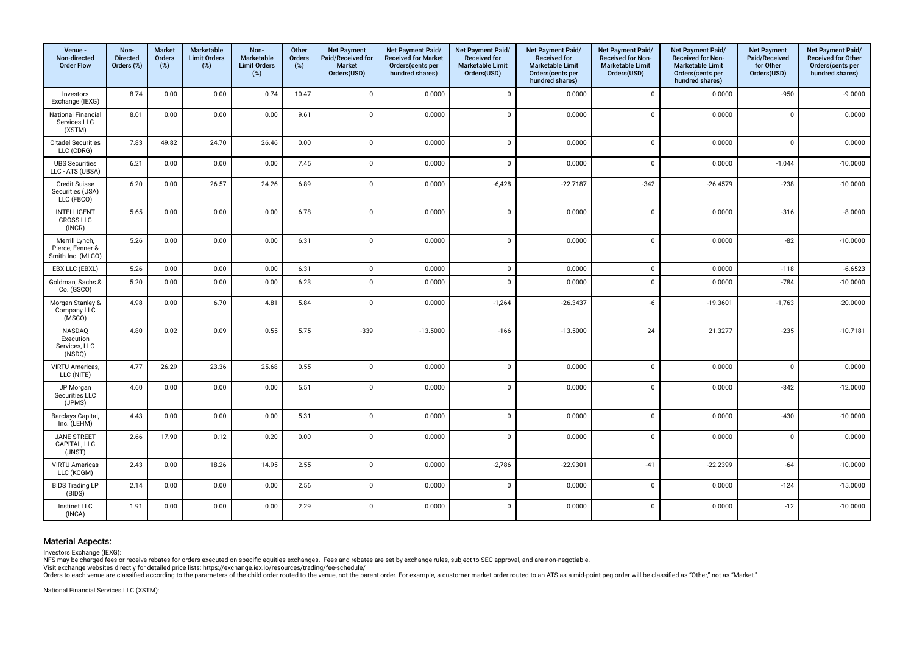| Venue - Non-directed Order Flow | Non-Directed Orders (%) | Market Orders (%) | Marketable Limit Orders (%) | Non-Marketable Limit Orders (%) | Other Orders (%) | Net Payment Paid/Received for Market Orders(USD) | Net Payment Paid/ Received for Market Orders(cents per hundred shares) | Net Payment Paid/ Received for Marketable Limit Orders(USD) | Net Payment Paid/ Received for Marketable Limit Orders(cents per hundred shares) | Net Payment Paid/ Received for Non-Marketable Limit Orders(USD) | Net Payment Paid/ Received for Non-Marketable Limit Orders(cents per hundred shares) | Net Payment Paid/Received for Other Orders(USD) | Net Payment Paid/ Received for Other Orders(cents per hundred shares) |
|---|---|---|---|---|---|---|---|---|---|---|---|---|---|
| Investors Exchange (IEXG) | 8.74 | 0.00 | 0.00 | 0.74 | 10.47 | 0 | 0.0000 | 0 | 0.0000 | 0 | 0.0000 | -950 | -9.0000 |
| National Financial Services LLC (XSTM) | 8.01 | 0.00 | 0.00 | 0.00 | 9.61 | 0 | 0.0000 | 0 | 0.0000 | 0 | 0.0000 | 0 | 0.0000 |
| Citadel Securities LLC (CDRG) | 7.83 | 49.82 | 24.70 | 26.46 | 0.00 | 0 | 0.0000 | 0 | 0.0000 | 0 | 0.0000 | 0 | 0.0000 |
| UBS Securities LLC - ATS (UBSA) | 6.21 | 0.00 | 0.00 | 0.00 | 7.45 | 0 | 0.0000 | 0 | 0.0000 | 0 | 0.0000 | -1,044 | -10.0000 |
| Credit Suisse Securities (USA) LLC (FBCO) | 6.20 | 0.00 | 26.57 | 24.26 | 6.89 | 0 | 0.0000 | -6,428 | -22.7187 | -342 | -26.4579 | -238 | -10.0000 |
| INTELLIGENT CROSS LLC (INCR) | 5.65 | 0.00 | 0.00 | 0.00 | 6.78 | 0 | 0.0000 | 0 | 0.0000 | 0 | 0.0000 | -316 | -8.0000 |
| Merrill Lynch, Pierce, Fenner & Smith Inc. (MLCO) | 5.26 | 0.00 | 0.00 | 0.00 | 6.31 | 0 | 0.0000 | 0 | 0.0000 | 0 | 0.0000 | -82 | -10.0000 |
| EBX LLC (EBXL) | 5.26 | 0.00 | 0.00 | 0.00 | 6.31 | 0 | 0.0000 | 0 | 0.0000 | 0 | 0.0000 | -118 | -6.6523 |
| Goldman, Sachs & Co. (GSCO) | 5.20 | 0.00 | 0.00 | 0.00 | 6.23 | 0 | 0.0000 | 0 | 0.0000 | 0 | 0.0000 | -784 | -10.0000 |
| Morgan Stanley & Company LLC (MSCO) | 4.98 | 0.00 | 6.70 | 4.81 | 5.84 | 0 | 0.0000 | -1,264 | -26.3437 | -6 | -19.3601 | -1,763 | -20.0000 |
| NASDAQ Execution Services, LLC (NSDQ) | 4.80 | 0.02 | 0.09 | 0.55 | 5.75 | -339 | -13.5000 | -166 | -13.5000 | 24 | 21.3277 | -235 | -10.7181 |
| VIRTU Americas, LLC (NITE) | 4.77 | 26.29 | 23.36 | 25.68 | 0.55 | 0 | 0.0000 | 0 | 0.0000 | 0 | 0.0000 | 0 | 0.0000 |
| JP Morgan Securities LLC (JPMS) | 4.60 | 0.00 | 0.00 | 0.00 | 5.51 | 0 | 0.0000 | 0 | 0.0000 | 0 | 0.0000 | -342 | -12.0000 |
| Barclays Capital, Inc. (LEHM) | 4.43 | 0.00 | 0.00 | 0.00 | 5.31 | 0 | 0.0000 | 0 | 0.0000 | 0 | 0.0000 | -430 | -10.0000 |
| JANE STREET CAPITAL, LLC (JNST) | 2.66 | 17.90 | 0.12 | 0.20 | 0.00 | 0 | 0.0000 | 0 | 0.0000 | 0 | 0.0000 | 0 | 0.0000 |
| VIRTU Americas LLC (KCGM) | 2.43 | 0.00 | 18.26 | 14.95 | 2.55 | 0 | 0.0000 | -2,786 | -22.9301 | -41 | -22.2399 | -64 | -10.0000 |
| BIDS Trading LP (BIDS) | 2.14 | 0.00 | 0.00 | 0.00 | 2.56 | 0 | 0.0000 | 0 | 0.0000 | 0 | 0.0000 | -124 | -15.0000 |
| Instinet LLC (INCA) | 1.91 | 0.00 | 0.00 | 0.00 | 2.29 | 0 | 0.0000 | 0 | 0.0000 | 0 | 0.0000 | -12 | -10.0000 |

## Material Aspects:

Investors Exchange (IEXG):
NFS may be charged fees or receive rebates for orders executed on specific equities exchanges. Fees and rebates are set by exchange rules, subject to SEC approval, and are non-negotiable.
Visit exchange websites directly for detailed price lists: https://exchange.iex.io/resources/trading/fee-schedule/
Orders to each venue are classified according to the parameters of the child order routed to the venue, not the parent order. For example, a customer market order routed to an ATS as a mid-point peg order will be classified as "Other," not as "Market."

National Financial Services LLC (XSTM):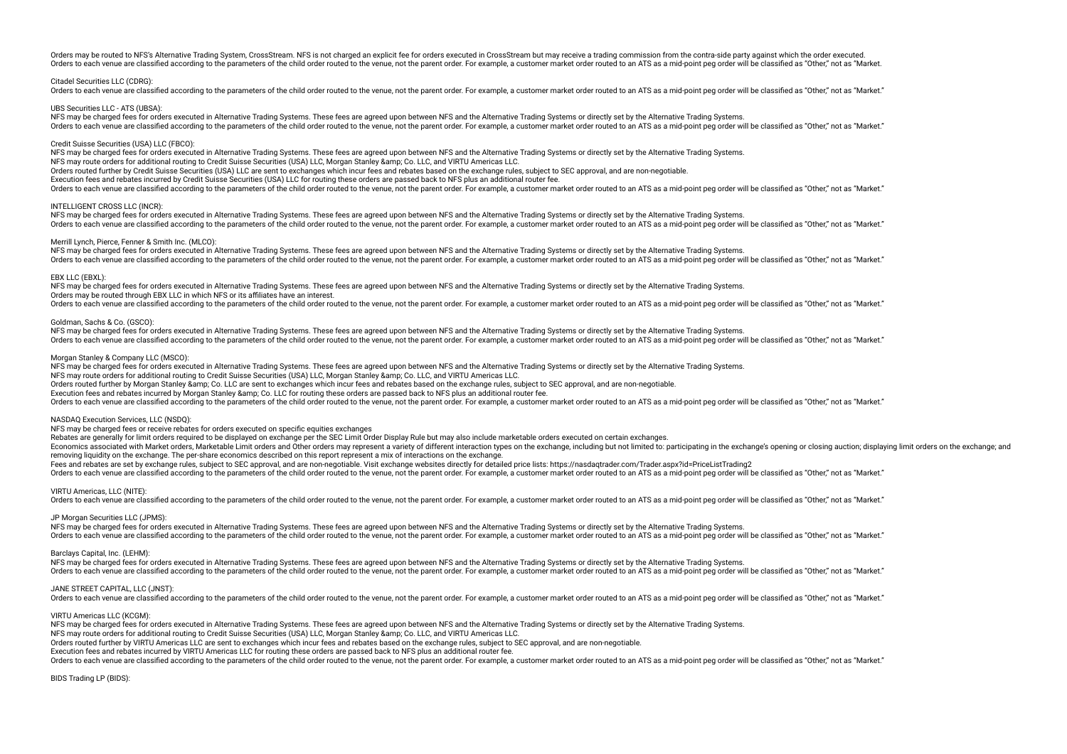Orders may be routed to NFS's Alternative Trading System, CrossStream. NFS is not charged an explicit fee for orders executed in CrossStream but may receive a trading commission from the contra-side party against which the order executed.
Orders to each venue are classified according to the parameters of the child order routed to the venue, not the parent order. For example, a customer market order routed to an ATS as a mid-point peg order will be classified as "Other," not as "Market.

Citadel Securities LLC (CDRG):

Orders to each venue are classified according to the parameters of the child order routed to the venue, not the parent order. For example, a customer market order routed to an ATS as a mid-point peg order will be classified as "Other," not as "Market."

UBS Securities LLC - ATS (UBSA):

NFS may be charged fees for orders executed in Alternative Trading Systems. These fees are agreed upon between NFS and the Alternative Trading Systems or directly set by the Alternative Trading Systems.
Orders to each venue are classified according to the parameters of the child order routed to the venue, not the parent order. For example, a customer market order routed to an ATS as a mid-point peg order will be classified as "Other," not as "Market."

Credit Suisse Securities (USA) LLC (FBCO):

NFS may be charged fees for orders executed in Alternative Trading Systems. These fees are agreed upon between NFS and the Alternative Trading Systems or directly set by the Alternative Trading Systems.
NFS may route orders for additional routing to Credit Suisse Securities (USA) LLC, Morgan Stanley &amp; Co. LLC, and VIRTU Americas LLC.
Orders routed further by Credit Suisse Securities (USA) LLC are sent to exchanges which incur fees and rebates based on the exchange rules, subject to SEC approval, and are non-negotiable.
Execution fees and rebates incurred by Credit Suisse Securities (USA) LLC for routing these orders are passed back to NFS plus an additional router fee.
Orders to each venue are classified according to the parameters of the child order routed to the venue, not the parent order. For example, a customer market order routed to an ATS as a mid-point peg order will be classified as "Other," not as "Market."

INTELLIGENT CROSS LLC (INCR):

NFS may be charged fees for orders executed in Alternative Trading Systems. These fees are agreed upon between NFS and the Alternative Trading Systems or directly set by the Alternative Trading Systems.
Orders to each venue are classified according to the parameters of the child order routed to the venue, not the parent order. For example, a customer market order routed to an ATS as a mid-point peg order will be classified as "Other," not as "Market."

Merrill Lynch, Pierce, Fenner & Smith Inc. (MLCO):

NFS may be charged fees for orders executed in Alternative Trading Systems. These fees are agreed upon between NFS and the Alternative Trading Systems or directly set by the Alternative Trading Systems.
Orders to each venue are classified according to the parameters of the child order routed to the venue, not the parent order. For example, a customer market order routed to an ATS as a mid-point peg order will be classified as "Other," not as "Market."

EBX LLC (EBXL):

NFS may be charged fees for orders executed in Alternative Trading Systems. These fees are agreed upon between NFS and the Alternative Trading Systems or directly set by the Alternative Trading Systems.
Orders may be routed through EBX LLC in which NFS or its affiliates have an interest.
Orders to each venue are classified according to the parameters of the child order routed to the venue, not the parent order. For example, a customer market order routed to an ATS as a mid-point peg order will be classified as "Other," not as "Market."

Goldman, Sachs & Co. (GSCO):

NFS may be charged fees for orders executed in Alternative Trading Systems. These fees are agreed upon between NFS and the Alternative Trading Systems or directly set by the Alternative Trading Systems.
Orders to each venue are classified according to the parameters of the child order routed to the venue, not the parent order. For example, a customer market order routed to an ATS as a mid-point peg order will be classified as "Other," not as "Market."

Morgan Stanley & Company LLC (MSCO):

NFS may be charged fees for orders executed in Alternative Trading Systems. These fees are agreed upon between NFS and the Alternative Trading Systems or directly set by the Alternative Trading Systems.
NFS may route orders for additional routing to Credit Suisse Securities (USA) LLC, Morgan Stanley &amp; Co. LLC, and VIRTU Americas LLC.
Orders routed further by Morgan Stanley &amp; Co. LLC are sent to exchanges which incur fees and rebates based on the exchange rules, subject to SEC approval, and are non-negotiable.
Execution fees and rebates incurred by Morgan Stanley &amp; Co. LLC for routing these orders are passed back to NFS plus an additional router fee.
Orders to each venue are classified according to the parameters of the child order routed to the venue, not the parent order. For example, a customer market order routed to an ATS as a mid-point peg order will be classified as "Other," not as "Market."

NASDAQ Execution Services, LLC (NSDQ):

NFS may be charged fees or receive rebates for orders executed on specific equities exchanges
Rebates are generally for limit orders required to be displayed on exchange per the SEC Limit Order Display Rule but may also include marketable orders executed on certain exchanges.
Economics associated with Market orders, Marketable Limit orders and Other orders may represent a variety of different interaction types on the exchange, including but not limited to: participating in the exchange's opening or closing auction; displaying limit orders on the exchange; and removing liquidity on the exchange. The per-share economics described on this report represent a mix of interactions on the exchange.
Fees and rebates are set by exchange rules, subject to SEC approval, and are non-negotiable. Visit exchange websites directly for detailed price lists: https://nasdaqtrader.com/Trader.aspx?id=PriceListTrading2
Orders to each venue are classified according to the parameters of the child order routed to the venue, not the parent order. For example, a customer market order routed to an ATS as a mid-point peg order will be classified as "Other," not as "Market."

VIRTU Americas, LLC (NITE):

Orders to each venue are classified according to the parameters of the child order routed to the venue, not the parent order. For example, a customer market order routed to an ATS as a mid-point peg order will be classified as "Other," not as "Market."

JP Morgan Securities LLC (JPMS):

NFS may be charged fees for orders executed in Alternative Trading Systems. These fees are agreed upon between NFS and the Alternative Trading Systems or directly set by the Alternative Trading Systems.
Orders to each venue are classified according to the parameters of the child order routed to the venue, not the parent order. For example, a customer market order routed to an ATS as a mid-point peg order will be classified as "Other," not as "Market."

Barclays Capital, Inc. (LEHM):

NFS may be charged fees for orders executed in Alternative Trading Systems. These fees are agreed upon between NFS and the Alternative Trading Systems or directly set by the Alternative Trading Systems.
Orders to each venue are classified according to the parameters of the child order routed to the venue, not the parent order. For example, a customer market order routed to an ATS as a mid-point peg order will be classified as "Other," not as "Market."

JANE STREET CAPITAL, LLC (JNST):

Orders to each venue are classified according to the parameters of the child order routed to the venue, not the parent order. For example, a customer market order routed to an ATS as a mid-point peg order will be classified as "Other," not as "Market."

VIRTU Americas LLC (KCGM):

NFS may be charged fees for orders executed in Alternative Trading Systems. These fees are agreed upon between NFS and the Alternative Trading Systems or directly set by the Alternative Trading Systems.
NFS may route orders for additional routing to Credit Suisse Securities (USA) LLC, Morgan Stanley &amp; Co. LLC, and VIRTU Americas LLC.
Orders routed further by VIRTU Americas LLC are sent to exchanges which incur fees and rebates based on the exchange rules, subject to SEC approval, and are non-negotiable.
Execution fees and rebates incurred by VIRTU Americas LLC for routing these orders are passed back to NFS plus an additional router fee.
Orders to each venue are classified according to the parameters of the child order routed to the venue, not the parent order. For example, a customer market order routed to an ATS as a mid-point peg order will be classified as "Other," not as "Market."

BIDS Trading LP (BIDS):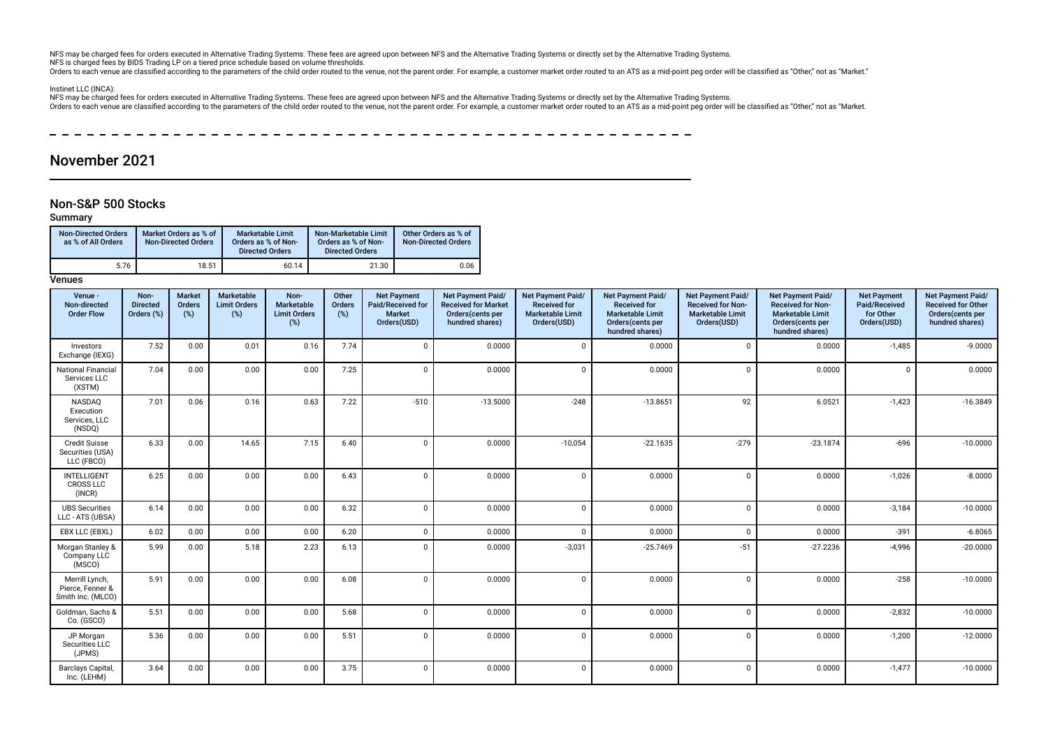NFS may be charged fees for orders executed in Alternative Trading Systems. These fees are agreed upon between NFS and the Alternative Trading Systems or directly set by the Alternative Trading Systems.
NFS is charged fees by BIDS Trading LP on a tiered price schedule based on volume thresholds.
Orders to each venue are classified according to the parameters of the child order routed to the venue, not the parent order. For example, a customer market order routed to an ATS as a mid-point peg order will be classified as "Other," not as "Market."

Instinet LLC (INCA):
NFS may be charged fees for orders executed in Alternative Trading Systems. These fees are agreed upon between NFS and the Alternative Trading Systems or directly set by the Alternative Trading Systems.
Orders to each venue are classified according to the parameters of the child order routed to the venue, not the parent order. For example, a customer market order routed to an ATS as a mid-point peg order will be classified as "Other," not as "Market.

# November 2021

## Non-S&P 500 Stocks

### Summary

| Non-Directed Orders as % of All Orders | Market Orders as % of Non-Directed Orders | Marketable Limit Orders as % of Non-Directed Orders | Non-Marketable Limit Orders as % of Non-Directed Orders | Other Orders as % of Non-Directed Orders |
|---|---|---|---|---|
| 5.76 | 18.51 | 60.14 | 21.30 | 0.06 |

### Venues

| Venue - Non-directed Order Flow | Non-Directed Orders (%) | Market Orders (%) | Marketable Limit Orders (%) | Non-Marketable Limit Orders (%) | Other Orders (%) | Net Payment Paid/Received for Market Orders(USD) | Net Payment Paid/Received for Market Orders(cents per hundred shares) | Net Payment Paid/Received for Marketable Limit Orders(USD) | Net Payment Paid/Received for Marketable Limit Orders(cents per hundred shares) | Net Payment Paid/Received for Non-Marketable Limit Orders(USD) | Net Payment Paid/Received for Non-Marketable Limit Orders(cents per hundred shares) | Net Payment Paid/Received for Other Orders(USD) | Net Payment Paid/Received for Other Orders(cents per hundred shares) |
|---|---|---|---|---|---|---|---|---|---|---|---|---|---|
| Investors Exchange (IEXG) | 7.52 | 0.00 | 0.01 | 0.16 | 7.74 | 0 | 0.0000 | 0 | 0.0000 | 0 | 0.0000 | -1,485 | -9.0000 |
| National Financial Services LLC (XSTM) | 7.04 | 0.00 | 0.00 | 0.00 | 7.25 | 0 | 0.0000 | 0 | 0.0000 | 0 | 0.0000 | 0 | 0.0000 |
| NASDAQ Execution Services, LLC (NSDQ) | 7.01 | 0.06 | 0.16 | 0.63 | 7.22 | -510 | -13.5000 | -248 | -13.8651 | 92 | 6.0521 | -1,423 | -16.3849 |
| Credit Suisse Securities (USA) LLC (FBCO) | 6.33 | 0.00 | 14.65 | 7.15 | 6.40 | 0 | 0.0000 | -10,054 | -22.1635 | -279 | -23.1874 | -696 | -10.0000 |
| INTELLIGENT CROSS LLC (INCR) | 6.25 | 0.00 | 0.00 | 0.00 | 6.43 | 0 | 0.0000 | 0 | 0.0000 | 0 | 0.0000 | -1,026 | -8.0000 |
| UBS Securities LLC - ATS (UBSA) | 6.14 | 0.00 | 0.00 | 0.00 | 6.32 | 0 | 0.0000 | 0 | 0.0000 | 0 | 0.0000 | -3,184 | -10.0000 |
| EBX LLC (EBXL) | 6.02 | 0.00 | 0.00 | 0.00 | 6.20 | 0 | 0.0000 | 0 | 0.0000 | 0 | 0.0000 | -391 | -6.8065 |
| Morgan Stanley & Company LLC (MSCO) | 5.99 | 0.00 | 5.18 | 2.23 | 6.13 | 0 | 0.0000 | -3,031 | -25.7469 | -51 | -27.2236 | -4,996 | -20.0000 |
| Merrill Lynch, Pierce, Fenner & Smith Inc. (MLCO) | 5.91 | 0.00 | 0.00 | 0.00 | 6.08 | 0 | 0.0000 | 0 | 0.0000 | 0 | 0.0000 | -258 | -10.0000 |
| Goldman, Sachs & Co. (GSCO) | 5.51 | 0.00 | 0.00 | 0.00 | 5.68 | 0 | 0.0000 | 0 | 0.0000 | 0 | 0.0000 | -2,832 | -10.0000 |
| JP Morgan Securities LLC (JPMS) | 5.36 | 0.00 | 0.00 | 0.00 | 5.51 | 0 | 0.0000 | 0 | 0.0000 | 0 | 0.0000 | -1,200 | -12.0000 |
| Barclays Capital, Inc. (LEHM) | 3.64 | 0.00 | 0.00 | 0.00 | 3.75 | 0 | 0.0000 | 0 | 0.0000 | 0 | 0.0000 | -1,477 | -10.0000 |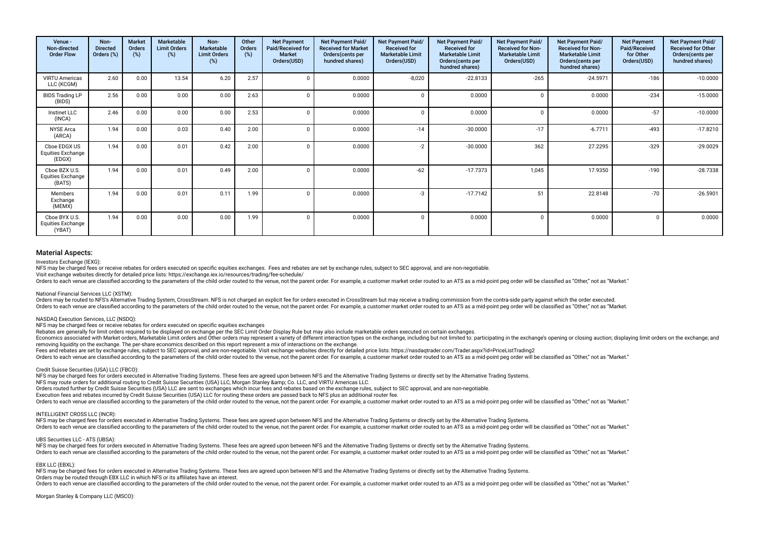| Venue - Non-directed Order Flow | Non-Directed Orders (%) | Market Orders (%) | Marketable Limit Orders (%) | Non-Marketable Limit Orders (%) | Other Orders (%) | Net Payment Paid/Received for Market Orders(USD) | Net Payment Paid/ Received for Market Orders(cents per hundred shares) | Net Payment Paid/ Received for Marketable Limit Orders(USD) | Net Payment Paid/ Received for Marketable Limit Orders(cents per hundred shares) | Net Payment Paid/ Received for Non-Marketable Limit Orders(USD) | Net Payment Paid/ Received for Non-Marketable Limit Orders(cents per hundred shares) | Net Payment Paid/Received for Other Orders(USD) | Net Payment Paid/ Received for Other Orders(cents per hundred shares) |
|---|---|---|---|---|---|---|---|---|---|---|---|---|---|
| VIRTU Americas LLC (KCGM) | 2.60 | 0.00 | 13.54 | 6.20 | 2.57 | 0 | 0.0000 | -8,020 | -22.8133 | -265 | -24.5971 | -186 | -10.0000 |
| BIDS Trading LP (BIDS) | 2.56 | 0.00 | 0.00 | 0.00 | 2.63 | 0 | 0.0000 | 0 | 0.0000 | 0 | 0.0000 | -234 | -15.0000 |
| Instinet LLC (INCA) | 2.46 | 0.00 | 0.00 | 0.00 | 2.53 | 0 | 0.0000 | 0 | 0.0000 | 0 | 0.0000 | -57 | -10.0000 |
| NYSE Arca (ARCA) | 1.94 | 0.00 | 0.03 | 0.40 | 2.00 | 0 | 0.0000 | -14 | -30.0000 | -17 | -6.7711 | -493 | -17.8210 |
| Cboe EDGX US Equities Exchange (EDGX) | 1.94 | 0.00 | 0.01 | 0.42 | 2.00 | 0 | 0.0000 | -2 | -30.0000 | 362 | 27.2295 | -329 | -29.0029 |
| Cboe BZX U.S. Equities Exchange (BATS) | 1.94 | 0.00 | 0.01 | 0.49 | 2.00 | 0 | 0.0000 | -62 | -17.7373 | 1,045 | 17.9350 | -190 | -28.7338 |
| Members Exchange (MEMX) | 1.94 | 0.00 | 0.01 | 0.11 | 1.99 | 0 | 0.0000 | -3 | -17.7142 | 51 | 22.8148 | -70 | -26.5901 |
| Cboe BYX U.S. Equities Exchange (YBAT) | 1.94 | 0.00 | 0.00 | 0.00 | 1.99 | 0 | 0.0000 | 0 | 0.0000 | 0 | 0.0000 | 0 | 0.0000 |

## Material Aspects:

Investors Exchange (IEXG):
NFS may be charged fees or receive rebates for orders executed on specific equities exchanges. Fees and rebates are set by exchange rules, subject to SEC approval, and are non-negotiable.
Visit exchange websites directly for detailed price lists: https://exchange.iex.io/resources/trading/fee-schedule/
Orders to each venue are classified according to the parameters of the child order routed to the venue, not the parent order. For example, a customer market order routed to an ATS as a mid-point peg order will be classified as "Other," not as "Market."

National Financial Services LLC (XSTM):
Orders may be routed to NFS's Alternative Trading System, CrossStream. NFS is not charged an explicit fee for orders executed in CrossStream but may receive a trading commission from the contra-side party against which the order executed.
Orders to each venue are classified according to the parameters of the child order routed to the venue, not the parent order. For example, a customer market order routed to an ATS as a mid-point peg order will be classified as "Other," not as "Market.

NASDAQ Execution Services, LLC (NSDQ):
NFS may be charged fees or receive rebates for orders executed on specific equities exchanges
Rebates are generally for limit orders required to be displayed on exchange per the SEC Limit Order Display Rule but may also include marketable orders executed on certain exchanges.
Economics associated with Market orders, Marketable Limit orders and Other orders may represent a variety of different interaction types on the exchange, including but not limited to: participating in the exchange's opening or closing auction; displaying limit orders on the exchange; and removing liquidity on the exchange. The per-share economics described on this report represent a mix of interactions on the exchange.
Fees and rebates are set by exchange rules, subject to SEC approval, and are non-negotiable. Visit exchange websites directly for detailed price lists: https://nasdaqtrader.com/Trader.aspx?id=PriceListTrading2
Orders to each venue are classified according to the parameters of the child order routed to the venue, not the parent order. For example, a customer market order routed to an ATS as a mid-point peg order will be classified as "Other," not as "Market."

Credit Suisse Securities (USA) LLC (FBCO):
NFS may be charged fees for orders executed in Alternative Trading Systems. These fees are agreed upon between NFS and the Alternative Trading Systems or directly set by the Alternative Trading Systems.
NFS may route orders for additional routing to Credit Suisse Securities (USA) LLC, Morgan Stanley &amp; Co. LLC, and VIRTU Americas LLC.
Orders routed further by Credit Suisse Securities (USA) LLC are sent to exchanges which incur fees and rebates based on the exchange rules, subject to SEC approval, and are non-negotiable.
Execution fees and rebates incurred by Credit Suisse Securities (USA) LLC for routing these orders are passed back to NFS plus an additional router fee.
Orders to each venue are classified according to the parameters of the child order routed to the venue, not the parent order. For example, a customer market order routed to an ATS as a mid-point peg order will be classified as "Other," not as "Market."

INTELLIGENT CROSS LLC (INCR):
NFS may be charged fees for orders executed in Alternative Trading Systems. These fees are agreed upon between NFS and the Alternative Trading Systems or directly set by the Alternative Trading Systems.
Orders to each venue are classified according to the parameters of the child order routed to the venue, not the parent order. For example, a customer market order routed to an ATS as a mid-point peg order will be classified as "Other," not as "Market."

UBS Securities LLC - ATS (UBSA):
NFS may be charged fees for orders executed in Alternative Trading Systems. These fees are agreed upon between NFS and the Alternative Trading Systems or directly set by the Alternative Trading Systems.
Orders to each venue are classified according to the parameters of the child order routed to the venue, not the parent order. For example, a customer market order routed to an ATS as a mid-point peg order will be classified as "Other," not as "Market."

EBX LLC (EBXL):
NFS may be charged fees for orders executed in Alternative Trading Systems. These fees are agreed upon between NFS and the Alternative Trading Systems or directly set by the Alternative Trading Systems.
Orders may be routed through EBX LLC in which NFS or its affiliates have an interest.
Orders to each venue are classified according to the parameters of the child order routed to the venue, not the parent order. For example, a customer market order routed to an ATS as a mid-point peg order will be classified as "Other," not as "Market."

Morgan Stanley & Company LLC (MSCO):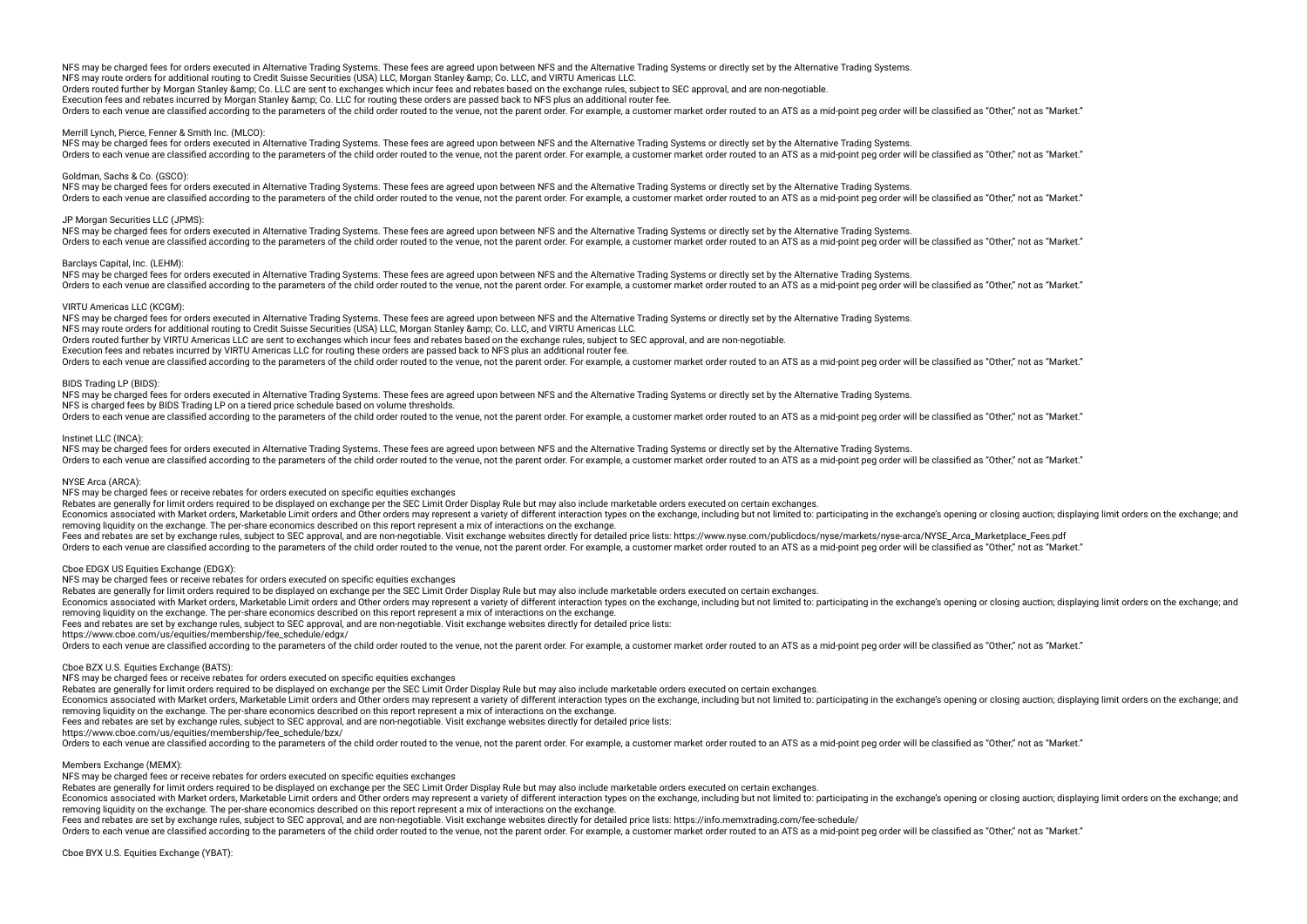NFS may be charged fees for orders executed in Alternative Trading Systems. These fees are agreed upon between NFS and the Alternative Trading Systems or directly set by the Alternative Trading Systems.
NFS may route orders for additional routing to Credit Suisse Securities (USA) LLC, Morgan Stanley &amp; Co. LLC, and VIRTU Americas LLC.
Orders routed further by Morgan Stanley &amp; Co. LLC are sent to exchanges which incur fees and rebates based on the exchange rules, subject to SEC approval, and are non-negotiable.
Execution fees and rebates incurred by Morgan Stanley &amp; Co. LLC for routing these orders are passed back to NFS plus an additional router fee.
Orders to each venue are classified according to the parameters of the child order routed to the venue, not the parent order. For example, a customer market order routed to an ATS as a mid-point peg order will be classified as "Other," not as "Market."

Merrill Lynch, Pierce, Fenner & Smith Inc. (MLCO):
NFS may be charged fees for orders executed in Alternative Trading Systems. These fees are agreed upon between NFS and the Alternative Trading Systems or directly set by the Alternative Trading Systems.
Orders to each venue are classified according to the parameters of the child order routed to the venue, not the parent order. For example, a customer market order routed to an ATS as a mid-point peg order will be classified as "Other," not as "Market."

Goldman, Sachs & Co. (GSCO):
NFS may be charged fees for orders executed in Alternative Trading Systems. These fees are agreed upon between NFS and the Alternative Trading Systems or directly set by the Alternative Trading Systems.
Orders to each venue are classified according to the parameters of the child order routed to the venue, not the parent order. For example, a customer market order routed to an ATS as a mid-point peg order will be classified as "Other," not as "Market."

JP Morgan Securities LLC (JPMS):
NFS may be charged fees for orders executed in Alternative Trading Systems. These fees are agreed upon between NFS and the Alternative Trading Systems or directly set by the Alternative Trading Systems.
Orders to each venue are classified according to the parameters of the child order routed to the venue, not the parent order. For example, a customer market order routed to an ATS as a mid-point peg order will be classified as "Other," not as "Market."

Barclays Capital, Inc. (LEHM):
NFS may be charged fees for orders executed in Alternative Trading Systems. These fees are agreed upon between NFS and the Alternative Trading Systems or directly set by the Alternative Trading Systems.
Orders to each venue are classified according to the parameters of the child order routed to the venue, not the parent order. For example, a customer market order routed to an ATS as a mid-point peg order will be classified as "Other," not as "Market."

VIRTU Americas LLC (KCGM):
NFS may be charged fees for orders executed in Alternative Trading Systems. These fees are agreed upon between NFS and the Alternative Trading Systems or directly set by the Alternative Trading Systems.
NFS may route orders for additional routing to Credit Suisse Securities (USA) LLC, Morgan Stanley &amp; Co. LLC, and VIRTU Americas LLC.
Orders routed further by VIRTU Americas LLC are sent to exchanges which incur fees and rebates based on the exchange rules, subject to SEC approval, and are non-negotiable.
Execution fees and rebates incurred by VIRTU Americas LLC for routing these orders are passed back to NFS plus an additional router fee.
Orders to each venue are classified according to the parameters of the child order routed to the venue, not the parent order. For example, a customer market order routed to an ATS as a mid-point peg order will be classified as "Other," not as "Market."

BIDS Trading LP (BIDS):
NFS may be charged fees for orders executed in Alternative Trading Systems. These fees are agreed upon between NFS and the Alternative Trading Systems or directly set by the Alternative Trading Systems.
NFS is charged fees by BIDS Trading LP on a tiered price schedule based on volume thresholds.
Orders to each venue are classified according to the parameters of the child order routed to the venue, not the parent order. For example, a customer market order routed to an ATS as a mid-point peg order will be classified as "Other," not as "Market."

Instinet LLC (INCA):
NFS may be charged fees for orders executed in Alternative Trading Systems. These fees are agreed upon between NFS and the Alternative Trading Systems or directly set by the Alternative Trading Systems.
Orders to each venue are classified according to the parameters of the child order routed to the venue, not the parent order. For example, a customer market order routed to an ATS as a mid-point peg order will be classified as "Other," not as "Market."

NYSE Arca (ARCA):
NFS may be charged fees or receive rebates for orders executed on specific equities exchanges
Rebates are generally for limit orders required to be displayed on exchange per the SEC Limit Order Display Rule but may also include marketable orders executed on certain exchanges.
Economics associated with Market orders, Marketable Limit orders and Other orders may represent a variety of different interaction types on the exchange, including but not limited to: participating in the exchange's opening or closing auction; displaying limit orders on the exchange; and removing liquidity on the exchange. The per-share economics described on this report represent a mix of interactions on the exchange.
Fees and rebates are set by exchange rules, subject to SEC approval, and are non-negotiable. Visit exchange websites directly for detailed price lists: https://www.nyse.com/publicdocs/nyse/markets/nyse-arca/NYSE_Arca_Marketplace_Fees.pdf
Orders to each venue are classified according to the parameters of the child order routed to the venue, not the parent order. For example, a customer market order routed to an ATS as a mid-point peg order will be classified as "Other," not as "Market."

Cboe EDGX US Equities Exchange (EDGX):
NFS may be charged fees or receive rebates for orders executed on specific equities exchanges
Rebates are generally for limit orders required to be displayed on exchange per the SEC Limit Order Display Rule but may also include marketable orders executed on certain exchanges.
Economics associated with Market orders, Marketable Limit orders and Other orders may represent a variety of different interaction types on the exchange, including but not limited to: participating in the exchange's opening or closing auction; displaying limit orders on the exchange; and removing liquidity on the exchange. The per-share economics described on this report represent a mix of interactions on the exchange.
Fees and rebates are set by exchange rules, subject to SEC approval, and are non-negotiable. Visit exchange websites directly for detailed price lists:
https://www.cboe.com/us/equities/membership/fee_schedule/edgx/
Orders to each venue are classified according to the parameters of the child order routed to the venue, not the parent order. For example, a customer market order routed to an ATS as a mid-point peg order will be classified as "Other," not as "Market."

Cboe BZX U.S. Equities Exchange (BATS):
NFS may be charged fees or receive rebates for orders executed on specific equities exchanges
Rebates are generally for limit orders required to be displayed on exchange per the SEC Limit Order Display Rule but may also include marketable orders executed on certain exchanges.
Economics associated with Market orders, Marketable Limit orders and Other orders may represent a variety of different interaction types on the exchange, including but not limited to: participating in the exchange's opening or closing auction; displaying limit orders on the exchange; and removing liquidity on the exchange. The per-share economics described on this report represent a mix of interactions on the exchange.
Fees and rebates are set by exchange rules, subject to SEC approval, and are non-negotiable. Visit exchange websites directly for detailed price lists:
https://www.cboe.com/us/equities/membership/fee_schedule/bzx/
Orders to each venue are classified according to the parameters of the child order routed to the venue, not the parent order. For example, a customer market order routed to an ATS as a mid-point peg order will be classified as "Other," not as "Market."

Members Exchange (MEMX):
NFS may be charged fees or receive rebates for orders executed on specific equities exchanges
Rebates are generally for limit orders required to be displayed on exchange per the SEC Limit Order Display Rule but may also include marketable orders executed on certain exchanges.
Economics associated with Market orders, Marketable Limit orders and Other orders may represent a variety of different interaction types on the exchange, including but not limited to: participating in the exchange's opening or closing auction; displaying limit orders on the exchange; and removing liquidity on the exchange. The per-share economics described on this report represent a mix of interactions on the exchange.
Fees and rebates are set by exchange rules, subject to SEC approval, and are non-negotiable. Visit exchange websites directly for detailed price lists: https://info.memxtrading.com/fee-schedule/
Orders to each venue are classified according to the parameters of the child order routed to the venue, not the parent order. For example, a customer market order routed to an ATS as a mid-point peg order will be classified as "Other," not as "Market."

Cboe BYX U.S. Equities Exchange (YBAT):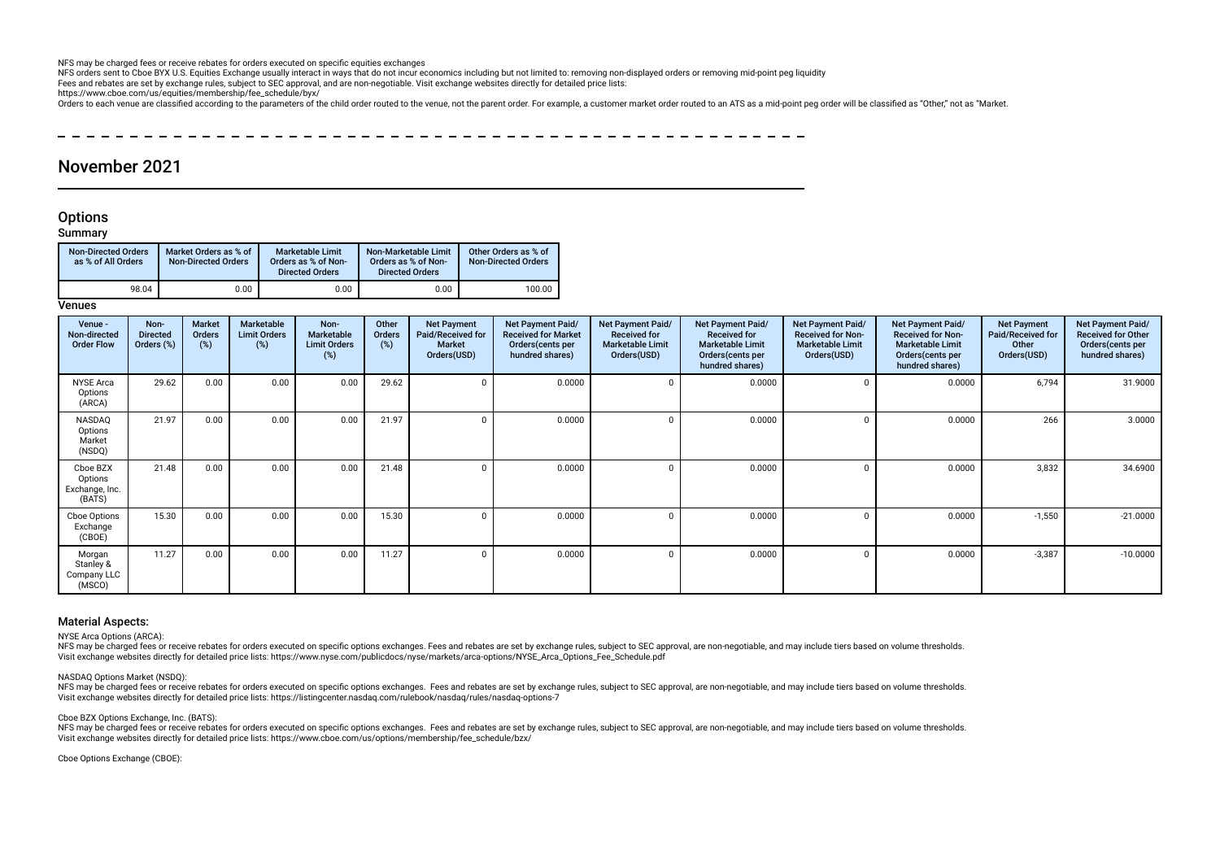NFS may be charged fees or receive rebates for orders executed on specific equities exchanges

NFS orders sent to Cboe BYX U.S. Equities Exchange usually interact in ways that do not incur economics including but not limited to: removing non-displayed orders or removing mid-point peg liquidity

Fees and rebates are set by exchange rules, subject to SEC approval, and are non-negotiable. Visit exchange websites directly for detailed price lists:

https://www.cboe.com/us/equities/membership/fee_schedule/byx/

Orders to each venue are classified according to the parameters of the child order routed to the venue, not the parent order. For example, a customer market order routed to an ATS as a mid-point peg order will be classified as "Other," not as "Market.

## November 2021

### Options

#### Summary

| Non-Directed Orders as % of All Orders | Market Orders as % of Non-Directed Orders | Marketable Limit Orders as % of Non-Directed Orders | Non-Marketable Limit Orders as % of Non-Directed Orders | Other Orders as % of Non-Directed Orders |
|---|---|---|---|---|
| 98.04 | 0.00 | 0.00 | 0.00 | 100.00 |

#### Venues

| Venue - Non-directed Order Flow | Non-Directed Orders (%) | Market Orders (%) | Marketable Limit Orders (%) | Non-Marketable Limit Orders (%) | Other Orders (%) | Net Payment Paid/Received for Market Orders(USD) | Net Payment Paid/ Received for Market Orders(cents per hundred shares) | Net Payment Paid/ Received for Marketable Limit Orders(USD) | Net Payment Paid/ Received for Marketable Limit Orders(cents per hundred shares) | Net Payment Paid/ Received for Non-Marketable Limit Orders(USD) | Net Payment Paid/ Received for Non-Marketable Limit Orders(cents per hundred shares) | Net Payment Paid/Received for Other Orders(USD) | Net Payment Paid/ Received for Other Orders(cents per hundred shares) |
|---|---|---|---|---|---|---|---|---|---|---|---|---|---|
| NYSE Arca Options (ARCA) | 29.62 | 0.00 | 0.00 | 0.00 | 29.62 | 0 | 0.0000 | 0 | 0.0000 | 0 | 0.0000 | 6,794 | 31.9000 |
| NASDAQ Options Market (NSDQ) | 21.97 | 0.00 | 0.00 | 0.00 | 21.97 | 0 | 0.0000 | 0 | 0.0000 | 0 | 0.0000 | 266 | 3.0000 |
| Cboe BZX Options Exchange, Inc. (BATS) | 21.48 | 0.00 | 0.00 | 0.00 | 21.48 | 0 | 0.0000 | 0 | 0.0000 | 0 | 0.0000 | 3,832 | 34.6900 |
| Cboe Options Exchange (CBOE) | 15.30 | 0.00 | 0.00 | 0.00 | 15.30 | 0 | 0.0000 | 0 | 0.0000 | 0 | 0.0000 | -1,550 | -21.0000 |
| Morgan Stanley & Company LLC (MSCO) | 11.27 | 0.00 | 0.00 | 0.00 | 11.27 | 0 | 0.0000 | 0 | 0.0000 | 0 | 0.0000 | -3,387 | -10.0000 |

### Material Aspects:

NYSE Arca Options (ARCA):

NFS may be charged fees or receive rebates for orders executed on specific options exchanges. Fees and rebates are set by exchange rules, subject to SEC approval, are non-negotiable, and may include tiers based on volume thresholds. Visit exchange websites directly for detailed price lists: https://www.nyse.com/publicdocs/nyse/markets/arca-options/NYSE_Arca_Options_Fee_Schedule.pdf

NASDAQ Options Market (NSDQ):

NFS may be charged fees or receive rebates for orders executed on specific options exchanges. Fees and rebates are set by exchange rules, subject to SEC approval, are non-negotiable, and may include tiers based on volume thresholds. Visit exchange websites directly for detailed price lists: https://listingcenter.nasdaq.com/rulebook/nasdaq/rules/nasdaq-options-7

Cboe BZX Options Exchange, Inc. (BATS):

NFS may be charged fees or receive rebates for orders executed on specific options exchanges. Fees and rebates are set by exchange rules, subject to SEC approval, are non-negotiable, and may include tiers based on volume thresholds. Visit exchange websites directly for detailed price lists: https://www.cboe.com/us/options/membership/fee_schedule/bzx/

Cboe Options Exchange (CBOE):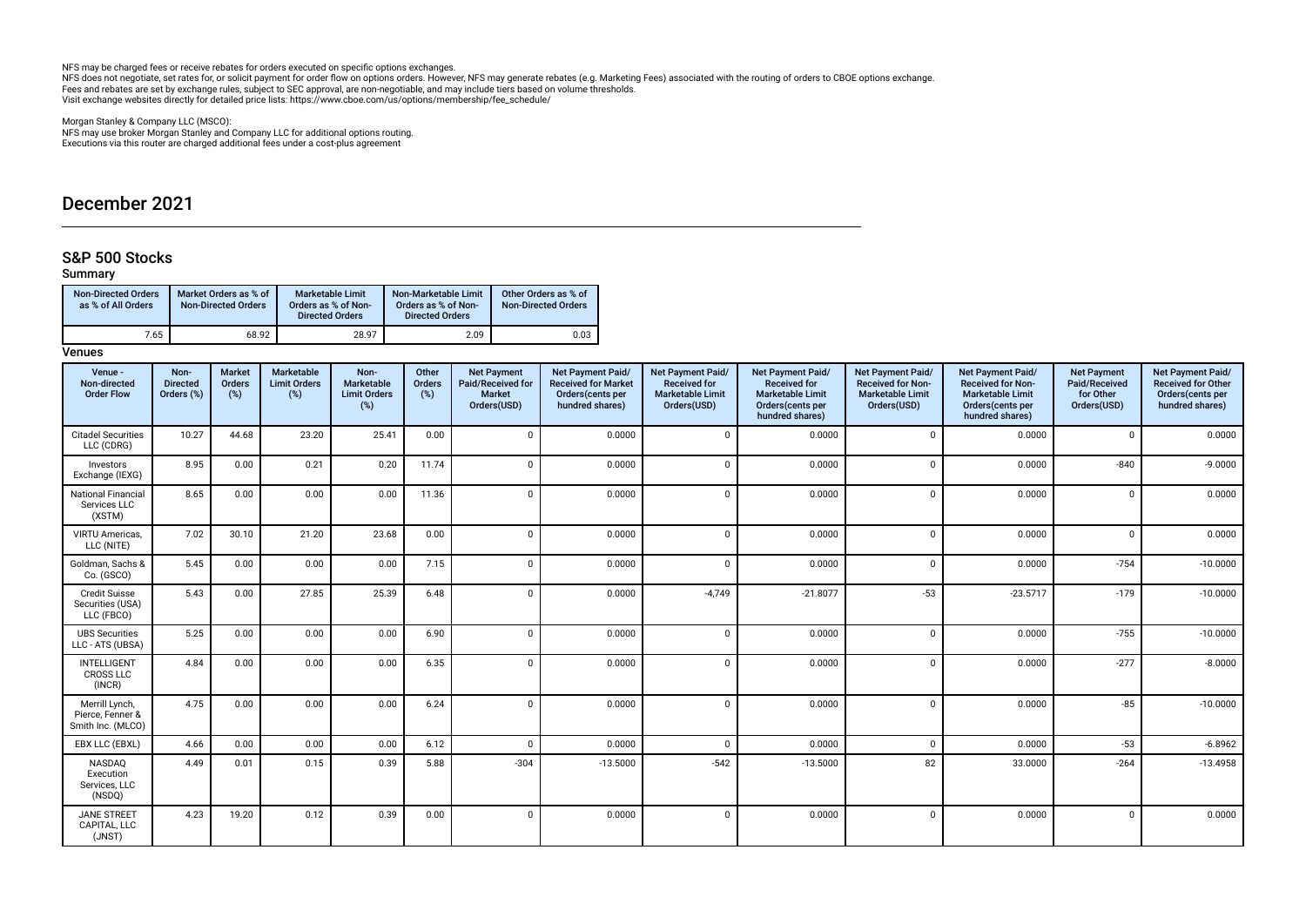NFS may be charged fees or receive rebates for orders executed on specific options exchanges.
NFS does not negotiate, set rates for, or solicit payment for order flow on options orders. However, NFS may generate rebates (e.g. Marketing Fees) associated with the routing of orders to CBOE options exchange.
Fees and rebates are set by exchange rules, subject to SEC approval, are non-negotiable, and may include tiers based on volume thresholds.
Visit exchange websites directly for detailed price lists: https://www.cboe.com/us/options/membership/fee_schedule/

Morgan Stanley & Company LLC (MSCO):
NFS may use broker Morgan Stanley and Company LLC for additional options routing.
Executions via this router are charged additional fees under a cost-plus agreement

# December 2021

## S&P 500 Stocks

### Summary

| Non-Directed Orders as % of All Orders | Market Orders as % of Non-Directed Orders | Marketable Limit Orders as % of Non-Directed Orders | Non-Marketable Limit Orders as % of Non-Directed Orders | Other Orders as % of Non-Directed Orders |
|---|---|---|---|---|
| 7.65 | 68.92 | 28.97 | 2.09 | 0.03 |

### Venues

| Venue - Non-directed Order Flow | Non-Directed Orders (%) | Market Orders (%) | Marketable Limit Orders (%) | Non-Marketable Limit Orders (%) | Other Orders (%) | Net Payment Paid/Received for Market Orders(USD) | Net Payment Paid/Received for Market Orders(cents per hundred shares) | Net Payment Paid/Received for Marketable Limit Orders(USD) | Net Payment Paid/Received for Marketable Limit Orders(cents per hundred shares) | Net Payment Paid/Received for Non-Marketable Limit Orders(USD) | Net Payment Paid/Received for Non-Marketable Limit Orders(cents per hundred shares) | Net Payment Paid/Received for Other Orders(USD) | Net Payment Paid/Received for Other Orders(cents per hundred shares) |
|---|---|---|---|---|---|---|---|---|---|---|---|---|---|
| Citadel Securities LLC (CDRG) | 10.27 | 44.68 | 23.20 | 25.41 | 0.00 | 0 | 0.0000 | 0 | 0.0000 | 0 | 0.0000 | 0 | 0.0000 |
| Investors Exchange (IEXG) | 8.95 | 0.00 | 0.21 | 0.20 | 11.74 | 0 | 0.0000 | 0 | 0.0000 | 0 | 0.0000 | -840 | -9.0000 |
| National Financial Services LLC (XSTM) | 8.65 | 0.00 | 0.00 | 0.00 | 11.36 | 0 | 0.0000 | 0 | 0.0000 | 0 | 0.0000 | 0 | 0.0000 |
| VIRTU Americas, LLC (NITE) | 7.02 | 30.10 | 21.20 | 23.68 | 0.00 | 0 | 0.0000 | 0 | 0.0000 | 0 | 0.0000 | 0 | 0.0000 |
| Goldman, Sachs & Co. (GSCO) | 5.45 | 0.00 | 0.00 | 0.00 | 7.15 | 0 | 0.0000 | 0 | 0.0000 | 0 | 0.0000 | -754 | -10.0000 |
| Credit Suisse Securities (USA) LLC (FBCO) | 5.43 | 0.00 | 27.85 | 25.39 | 6.48 | 0 | 0.0000 | -4,749 | -21.8077 | -53 | -23.5717 | -179 | -10.0000 |
| UBS Securities LLC - ATS (UBSA) | 5.25 | 0.00 | 0.00 | 0.00 | 6.90 | 0 | 0.0000 | 0 | 0.0000 | 0 | 0.0000 | -755 | -10.0000 |
| INTELLIGENT CROSS LLC (INCR) | 4.84 | 0.00 | 0.00 | 0.00 | 6.35 | 0 | 0.0000 | 0 | 0.0000 | 0 | 0.0000 | -277 | -8.0000 |
| Merrill Lynch, Pierce, Fenner & Smith Inc. (MLCO) | 4.75 | 0.00 | 0.00 | 0.00 | 6.24 | 0 | 0.0000 | 0 | 0.0000 | 0 | 0.0000 | -85 | -10.0000 |
| EBX LLC (EBXL) | 4.66 | 0.00 | 0.00 | 0.00 | 6.12 | 0 | 0.0000 | 0 | 0.0000 | 0 | 0.0000 | -53 | -6.8962 |
| NASDAQ Execution Services, LLC (NSDQ) | 4.49 | 0.01 | 0.15 | 0.39 | 5.88 | -304 | -13.5000 | -542 | -13.5000 | 82 | 33.0000 | -264 | -13.4958 |
| JANE STREET CAPITAL, LLC (JNST) | 4.23 | 19.20 | 0.12 | 0.39 | 0.00 | 0 | 0.0000 | 0 | 0.0000 | 0 | 0.0000 | 0 | 0.0000 |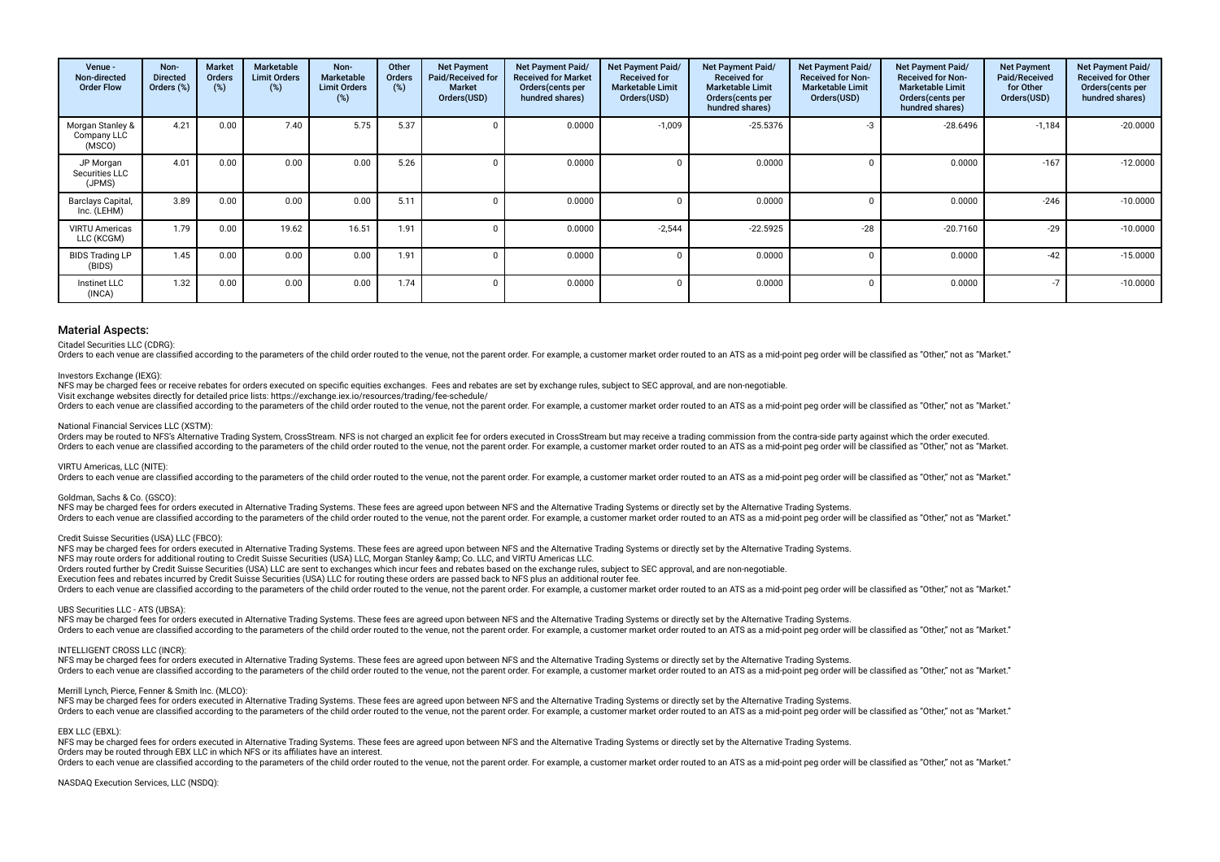| Venue - Non-directed Order Flow | Non-Directed Orders (%) | Market Orders (%) | Marketable Limit Orders (%) | Non-Marketable Limit Orders (%) | Other Orders (%) | Net Payment Paid/Received for Market Orders(USD) | Net Payment Paid/Received for Market Orders(cents per hundred shares) | Net Payment Paid/Received for Marketable Limit Orders(USD) | Net Payment Paid/Received for Marketable Limit Orders(cents per hundred shares) | Net Payment Paid/Received for Non-Marketable Limit Orders(USD) | Net Payment Paid/Received for Non-Marketable Limit Orders(cents per hundred shares) | Net Payment Paid/Received for Other Orders(USD) | Net Payment Paid/Received for Other Orders(cents per hundred shares) |
|---|---|---|---|---|---|---|---|---|---|---|---|---|---|
| Morgan Stanley & Company LLC (MSCO) | 4.21 | 0.00 | 7.40 | 5.75 | 5.37 | 0 | 0.0000 | -1,009 | -25.5376 | -3 | -28.6496 | -1,184 | -20.0000 |
| JP Morgan Securities LLC (JPMS) | 4.01 | 0.00 | 0.00 | 0.00 | 5.26 | 0 | 0.0000 | 0 | 0.0000 | 0 | 0.0000 | -167 | -12.0000 |
| Barclays Capital, Inc. (LEHM) | 3.89 | 0.00 | 0.00 | 0.00 | 5.11 | 0 | 0.0000 | 0 | 0.0000 | 0 | 0.0000 | -246 | -10.0000 |
| VIRTU Americas LLC (KCGM) | 1.79 | 0.00 | 19.62 | 16.51 | 1.91 | 0 | 0.0000 | -2,544 | -22.5925 | -28 | -20.7160 | -29 | -10.0000 |
| BIDS Trading LP (BIDS) | 1.45 | 0.00 | 0.00 | 0.00 | 1.91 | 0 | 0.0000 | 0 | 0.0000 | 0 | 0.0000 | -42 | -15.0000 |
| Instinet LLC (INCA) | 1.32 | 0.00 | 0.00 | 0.00 | 1.74 | 0 | 0.0000 | 0 | 0.0000 | 0 | 0.0000 | -7 | -10.0000 |

### Material Aspects:

Citadel Securities LLC (CDRG):
Orders to each venue are classified according to the parameters of the child order routed to the venue, not the parent order. For example, a customer market order routed to an ATS as a mid-point peg order will be classified as "Other," not as "Market."

Investors Exchange (IEXG):
NFS may be charged fees or receive rebates for orders executed on specific equities exchanges. Fees and rebates are set by exchange rules, subject to SEC approval, and are non-negotiable.
Visit exchange websites directly for detailed price lists: https://exchange.iex.io/resources/trading/fee-schedule/
Orders to each venue are classified according to the parameters of the child order routed to the venue, not the parent order. For example, a customer market order routed to an ATS as a mid-point peg order will be classified as "Other," not as "Market."

National Financial Services LLC (XSTM):
Orders may be routed to NFS's Alternative Trading System, CrossStream. NFS is not charged an explicit fee for orders executed in CrossStream but may receive a trading commission from the contra-side party against which the order executed.
Orders to each venue are classified according to the parameters of the child order routed to the venue, not the parent order. For example, a customer market order routed to an ATS as a mid-point peg order will be classified as "Other," not as "Market.

VIRTU Americas, LLC (NITE):
Orders to each venue are classified according to the parameters of the child order routed to the venue, not the parent order. For example, a customer market order routed to an ATS as a mid-point peg order will be classified as "Other," not as "Market."

Goldman, Sachs & Co. (GSCO):
NFS may be charged fees for orders executed in Alternative Trading Systems. These fees are agreed upon between NFS and the Alternative Trading Systems or directly set by the Alternative Trading Systems.
Orders to each venue are classified according to the parameters of the child order routed to the venue, not the parent order. For example, a customer market order routed to an ATS as a mid-point peg order will be classified as "Other," not as "Market."

Credit Suisse Securities (USA) LLC (FBCO):
NFS may be charged fees for orders executed in Alternative Trading Systems. These fees are agreed upon between NFS and the Alternative Trading Systems or directly set by the Alternative Trading Systems.
NFS may route orders for additional routing to Credit Suisse Securities (USA) LLC, Morgan Stanley &amp; Co. LLC, and VIRTU Americas LLC.
Orders routed further by Credit Suisse Securities (USA) LLC are sent to exchanges which incur fees and rebates based on the exchange rules, subject to SEC approval, and are non-negotiable.
Execution fees and rebates incurred by Credit Suisse Securities (USA) LLC for routing these orders are passed back to NFS plus an additional router fee.
Orders to each venue are classified according to the parameters of the child order routed to the venue, not the parent order. For example, a customer market order routed to an ATS as a mid-point peg order will be classified as "Other," not as "Market."

UBS Securities LLC - ATS (UBSA):
NFS may be charged fees for orders executed in Alternative Trading Systems. These fees are agreed upon between NFS and the Alternative Trading Systems or directly set by the Alternative Trading Systems.
Orders to each venue are classified according to the parameters of the child order routed to the venue, not the parent order. For example, a customer market order routed to an ATS as a mid-point peg order will be classified as "Other," not as "Market."

INTELLIGENT CROSS LLC (INCR):
NFS may be charged fees for orders executed in Alternative Trading Systems. These fees are agreed upon between NFS and the Alternative Trading Systems or directly set by the Alternative Trading Systems.
Orders to each venue are classified according to the parameters of the child order routed to the venue, not the parent order. For example, a customer market order routed to an ATS as a mid-point peg order will be classified as "Other," not as "Market."

Merrill Lynch, Pierce, Fenner & Smith Inc. (MLCO):
NFS may be charged fees for orders executed in Alternative Trading Systems. These fees are agreed upon between NFS and the Alternative Trading Systems or directly set by the Alternative Trading Systems.
Orders to each venue are classified according to the parameters of the child order routed to the venue, not the parent order. For example, a customer market order routed to an ATS as a mid-point peg order will be classified as "Other," not as "Market."

EBX LLC (EBXL):
NFS may be charged fees for orders executed in Alternative Trading Systems. These fees are agreed upon between NFS and the Alternative Trading Systems or directly set by the Alternative Trading Systems.
Orders may be routed through EBX LLC in which NFS or its affiliates have an interest.
Orders to each venue are classified according to the parameters of the child order routed to the venue, not the parent order. For example, a customer market order routed to an ATS as a mid-point peg order will be classified as "Other," not as "Market."

NASDAQ Execution Services, LLC (NSDQ):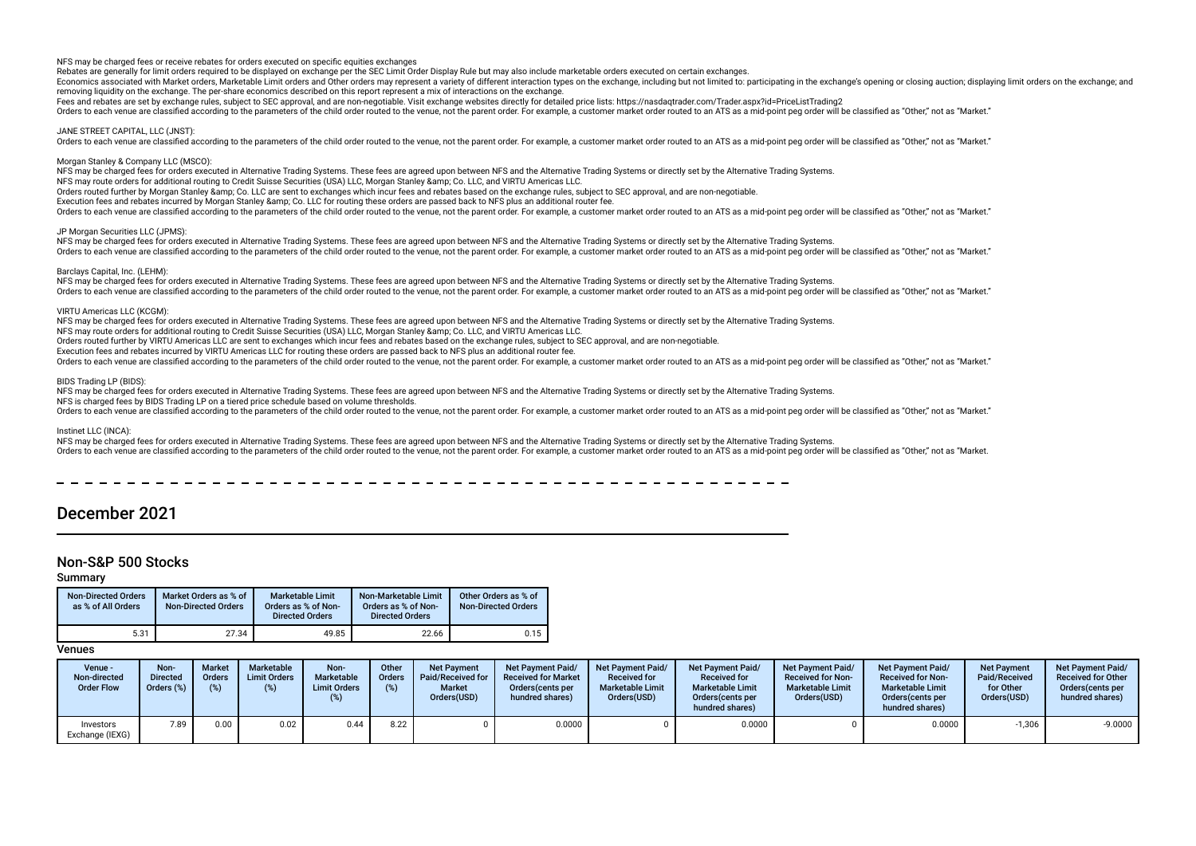NFS may be charged fees or receive rebates for orders executed on specific equities exchanges
Rebates are generally for limit orders required to be displayed on exchange per the SEC Limit Order Display Rule but may also include marketable orders executed on certain exchanges.
Economics associated with Market orders, Marketable Limit orders and Other orders may represent a variety of different interaction types on the exchange, including but not limited to: participating in the exchange's opening or closing auction; displaying limit orders on the exchange; and removing liquidity on the exchange. The per-share economics described on this report represent a mix of interactions on the exchange.
Fees and rebates are set by exchange rules, subject to SEC approval, and are non-negotiable. Visit exchange websites directly for detailed price lists: https://nasdaqtrader.com/Trader.aspx?id=PriceListTrading2
Orders to each venue are classified according to the parameters of the child order routed to the venue, not the parent order. For example, a customer market order routed to an ATS as a mid-point peg order will be classified as "Other," not as "Market."

JANE STREET CAPITAL, LLC (JNST):
Orders to each venue are classified according to the parameters of the child order routed to the venue, not the parent order. For example, a customer market order routed to an ATS as a mid-point peg order will be classified as "Other," not as "Market."

Morgan Stanley & Company LLC (MSCO):
NFS may be charged fees for orders executed in Alternative Trading Systems. These fees are agreed upon between NFS and the Alternative Trading Systems or directly set by the Alternative Trading Systems.
NFS may route orders for additional routing to Credit Suisse Securities (USA) LLC, Morgan Stanley &amp; Co. LLC, and VIRTU Americas LLC.
Orders routed further by Morgan Stanley &amp; Co. LLC are sent to exchanges which incur fees and rebates based on the exchange rules, subject to SEC approval, and are non-negotiable.
Execution fees and rebates incurred by Morgan Stanley &amp; Co. LLC for routing these orders are passed back to NFS plus an additional router fee.
Orders to each venue are classified according to the parameters of the child order routed to the venue, not the parent order. For example, a customer market order routed to an ATS as a mid-point peg order will be classified as "Other," not as "Market."

JP Morgan Securities LLC (JPMS):
NFS may be charged fees for orders executed in Alternative Trading Systems. These fees are agreed upon between NFS and the Alternative Trading Systems or directly set by the Alternative Trading Systems.
Orders to each venue are classified according to the parameters of the child order routed to the venue, not the parent order. For example, a customer market order routed to an ATS as a mid-point peg order will be classified as "Other," not as "Market."

Barclays Capital, Inc. (LEHM):
NFS may be charged fees for orders executed in Alternative Trading Systems. These fees are agreed upon between NFS and the Alternative Trading Systems or directly set by the Alternative Trading Systems.
Orders to each venue are classified according to the parameters of the child order routed to the venue, not the parent order. For example, a customer market order routed to an ATS as a mid-point peg order will be classified as "Other," not as "Market."

VIRTU Americas LLC (KCGM):
NFS may be charged fees for orders executed in Alternative Trading Systems. These fees are agreed upon between NFS and the Alternative Trading Systems or directly set by the Alternative Trading Systems.
NFS may route orders for additional routing to Credit Suisse Securities (USA) LLC, Morgan Stanley &amp; Co. LLC, and VIRTU Americas LLC.
Orders routed further by VIRTU Americas LLC are sent to exchanges which incur fees and rebates based on the exchange rules, subject to SEC approval, and are non-negotiable.
Execution fees and rebates incurred by VIRTU Americas LLC for routing these orders are passed back to NFS plus an additional router fee.
Orders to each venue are classified according to the parameters of the child order routed to the venue, not the parent order. For example, a customer market order routed to an ATS as a mid-point peg order will be classified as "Other," not as "Market."

BIDS Trading LP (BIDS):
NFS may be charged fees for orders executed in Alternative Trading Systems. These fees are agreed upon between NFS and the Alternative Trading Systems or directly set by the Alternative Trading Systems.
NFS is charged fees by BIDS Trading LP on a tiered price schedule based on volume thresholds.
Orders to each venue are classified according to the parameters of the child order routed to the venue, not the parent order. For example, a customer market order routed to an ATS as a mid-point peg order will be classified as "Other," not as "Market."

Instinet LLC (INCA):
NFS may be charged fees for orders executed in Alternative Trading Systems. These fees are agreed upon between NFS and the Alternative Trading Systems or directly set by the Alternative Trading Systems.
Orders to each venue are classified according to the parameters of the child order routed to the venue, not the parent order. For example, a customer market order routed to an ATS as a mid-point peg order will be classified as "Other," not as "Market.

# December 2021

## Non-S&P 500 Stocks

### Summary

| Non-Directed Orders as % of All Orders | Market Orders as % of Non-Directed Orders | Marketable Limit Orders as % of Non-Directed Orders | Non-Marketable Limit Orders as % of Non-Directed Orders | Other Orders as % of Non-Directed Orders |
|---|---|---|---|---|
| 5.31 | 27.34 | 49.85 | 22.66 | 0.15 |

### Venues

| Venue - Non-directed Order Flow | Non-Directed Orders (%) | Market Orders (%) | Marketable Limit Orders (%) | Non-Marketable Limit Orders (%) | Other Orders (%) | Net Payment Paid/Received for Market Orders(USD) | Net Payment Paid/Received for Market Orders(cents per hundred shares) | Net Payment Paid/Received for Marketable Limit Orders(USD) | Net Payment Paid/Received for Marketable Limit Orders(cents per hundred shares) | Net Payment Paid/Received for Non-Marketable Limit Orders(USD) | Net Payment Paid/Received for Non-Marketable Limit Orders(cents per hundred shares) | Net Payment Paid/Received for Other Orders(USD) | Net Payment Paid/Received for Other Orders(cents per hundred shares) |
|---|---|---|---|---|---|---|---|---|---|---|---|---|---|
| Investors Exchange (IEXG) | 7.89 | 0.00 | 0.02 | 0.44 | 8.22 | 0 | 0.0000 | 0 | 0.0000 | 0 | 0.0000 | -1,306 | -9.0000 |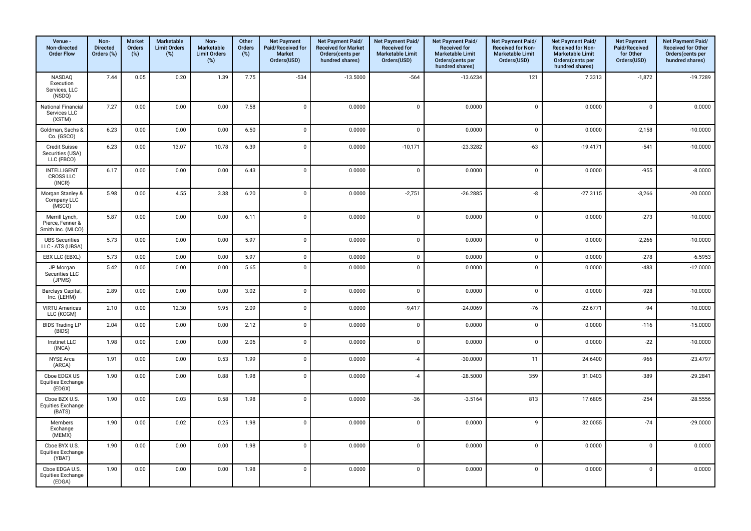| Venue - Non-directed Order Flow | Non-Directed Orders (%) | Market Orders (%) | Marketable Limit Orders (%) | Non-Marketable Limit Orders (%) | Other Orders (%) | Net Payment Paid/Received for Market Orders(USD) | Net Payment Paid/ Received for Market Orders(cents per hundred shares) | Net Payment Paid/ Received for Marketable Limit Orders(USD) | Net Payment Paid/ Received for Marketable Limit Orders(cents per hundred shares) | Net Payment Paid/ Received for Non-Marketable Limit Orders(USD) | Net Payment Paid/ Received for Non-Marketable Limit Orders(cents per hundred shares) | Net Payment Paid/Received for Other Orders(USD) | Net Payment Paid/ Received for Other Orders(cents per hundred shares) |
|---|---|---|---|---|---|---|---|---|---|---|---|---|---|
| NASDAQ Execution Services, LLC (NSDQ) | 7.44 | 0.05 | 0.20 | 1.39 | 7.75 | -534 | -13.5000 | -564 | -13.6234 | 121 | 7.3313 | -1,872 | -19.7289 |
| National Financial Services LLC (XSTM) | 7.27 | 0.00 | 0.00 | 0.00 | 7.58 | 0 | 0.0000 | 0 | 0.0000 | 0 | 0.0000 | 0 | 0.0000 |
| Goldman, Sachs & Co. (GSCO) | 6.23 | 0.00 | 0.00 | 0.00 | 6.50 | 0 | 0.0000 | 0 | 0.0000 | 0 | 0.0000 | -2,158 | -10.0000 |
| Credit Suisse Securities (USA) LLC (FBCO) | 6.23 | 0.00 | 13.07 | 10.78 | 6.39 | 0 | 0.0000 | -10,171 | -23.3282 | -63 | -19.4171 | -541 | -10.0000 |
| INTELLIGENT CROSS LLC (INCR) | 6.17 | 0.00 | 0.00 | 0.00 | 6.43 | 0 | 0.0000 | 0 | 0.0000 | 0 | 0.0000 | -955 | -8.0000 |
| Morgan Stanley & Company LLC (MSCO) | 5.98 | 0.00 | 4.55 | 3.38 | 6.20 | 0 | 0.0000 | -2,751 | -26.2885 | -8 | -27.3115 | -3,266 | -20.0000 |
| Merrill Lynch, Pierce, Fenner & Smith Inc. (MLCO) | 5.87 | 0.00 | 0.00 | 0.00 | 6.11 | 0 | 0.0000 | 0 | 0.0000 | 0 | 0.0000 | -273 | -10.0000 |
| UBS Securities LLC - ATS (UBSA) | 5.73 | 0.00 | 0.00 | 0.00 | 5.97 | 0 | 0.0000 | 0 | 0.0000 | 0 | 0.0000 | -2,266 | -10.0000 |
| EBX LLC (EBXL) | 5.73 | 0.00 | 0.00 | 0.00 | 5.97 | 0 | 0.0000 | 0 | 0.0000 | 0 | 0.0000 | -278 | -6.5953 |
| JP Morgan Securities LLC (JPMS) | 5.42 | 0.00 | 0.00 | 0.00 | 5.65 | 0 | 0.0000 | 0 | 0.0000 | 0 | 0.0000 | -483 | -12.0000 |
| Barclays Capital, Inc. (LEHM) | 2.89 | 0.00 | 0.00 | 0.00 | 3.02 | 0 | 0.0000 | 0 | 0.0000 | 0 | 0.0000 | -928 | -10.0000 |
| VIRTU Americas LLC (KCGM) | 2.10 | 0.00 | 12.30 | 9.95 | 2.09 | 0 | 0.0000 | -9,417 | -24.0069 | -76 | -22.6771 | -94 | -10.0000 |
| BIDS Trading LP (BIDS) | 2.04 | 0.00 | 0.00 | 0.00 | 2.12 | 0 | 0.0000 | 0 | 0.0000 | 0 | 0.0000 | -116 | -15.0000 |
| Instinet LLC (INCA) | 1.98 | 0.00 | 0.00 | 0.00 | 2.06 | 0 | 0.0000 | 0 | 0.0000 | 0 | 0.0000 | -22 | -10.0000 |
| NYSE Arca (ARCA) | 1.91 | 0.00 | 0.00 | 0.53 | 1.99 | 0 | 0.0000 | -4 | -30.0000 | 11 | 24.6400 | -966 | -23.4797 |
| Cboe EDGX US Equities Exchange (EDGX) | 1.90 | 0.00 | 0.00 | 0.88 | 1.98 | 0 | 0.0000 | -4 | -28.5000 | 359 | 31.0403 | -389 | -29.2841 |
| Cboe BZX U.S. Equities Exchange (BATS) | 1.90 | 0.00 | 0.03 | 0.58 | 1.98 | 0 | 0.0000 | -36 | -3.5164 | 813 | 17.6805 | -254 | -28.5556 |
| Members Exchange (MEMX) | 1.90 | 0.00 | 0.02 | 0.25 | 1.98 | 0 | 0.0000 | 0 | 0.0000 | 9 | 32.0055 | -74 | -29.0000 |
| Cboe BYX U.S. Equities Exchange (YBAT) | 1.90 | 0.00 | 0.00 | 0.00 | 1.98 | 0 | 0.0000 | 0 | 0.0000 | 0 | 0.0000 | 0 | 0.0000 |
| Cboe EDGA U.S. Equities Exchange (EDGA) | 1.90 | 0.00 | 0.00 | 0.00 | 1.98 | 0 | 0.0000 | 0 | 0.0000 | 0 | 0.0000 | 0 | 0.0000 |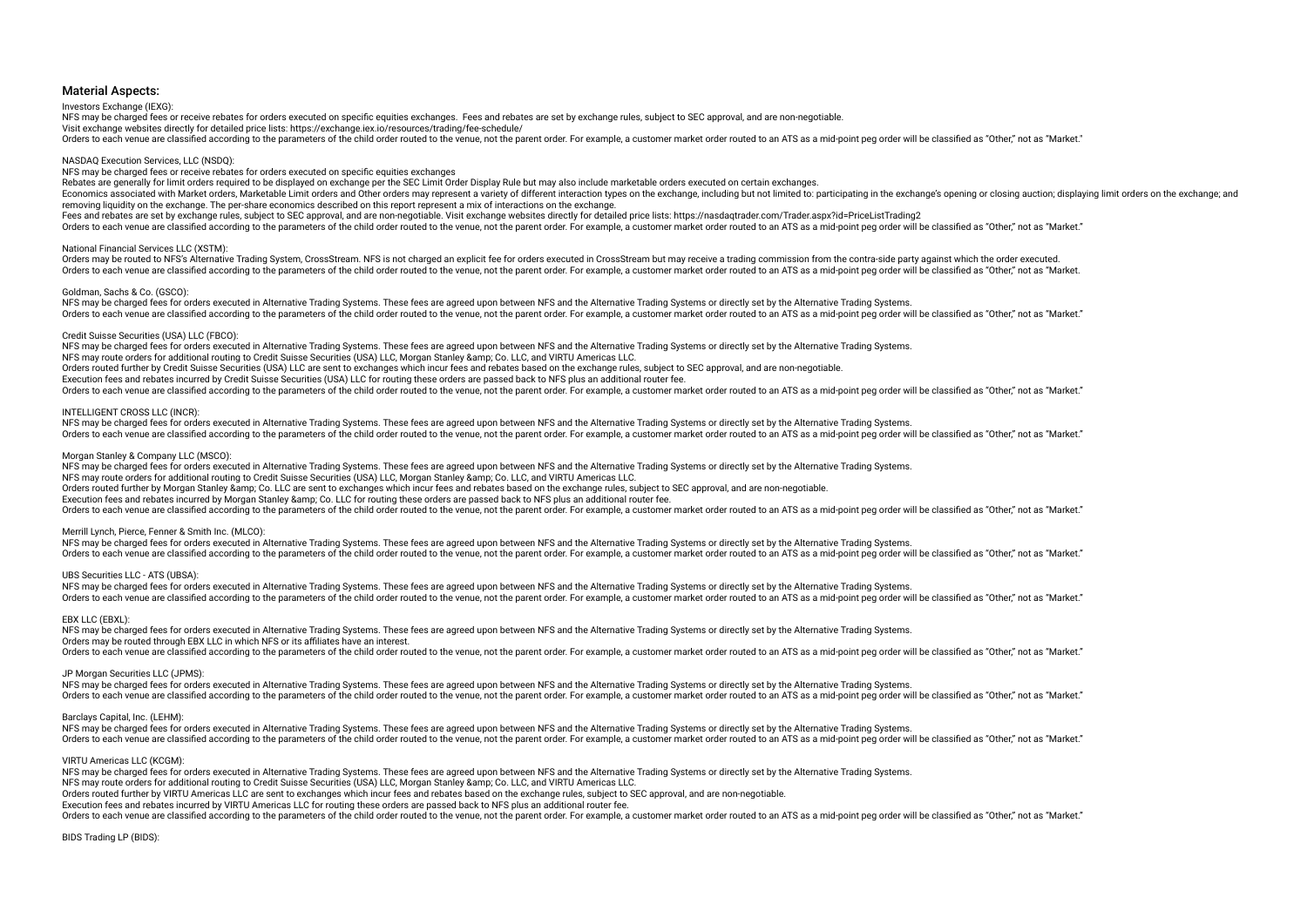## Material Aspects:

Investors Exchange (IEXG):
NFS may be charged fees or receive rebates for orders executed on specific equities exchanges. Fees and rebates are set by exchange rules, subject to SEC approval, and are non-negotiable.
Visit exchange websites directly for detailed price lists: https://exchange.iex.io/resources/trading/fee-schedule/
Orders to each venue are classified according to the parameters of the child order routed to the venue, not the parent order. For example, a customer market order routed to an ATS as a mid-point peg order will be classified as "Other," not as "Market."

NASDAQ Execution Services, LLC (NSDQ):
NFS may be charged fees or receive rebates for orders executed on specific equities exchanges
Rebates are generally for limit orders required to be displayed on exchange per the SEC Limit Order Display Rule but may also include marketable orders executed on certain exchanges.
Economics associated with Market orders, Marketable Limit orders and Other orders may represent a variety of different interaction types on the exchange, including but not limited to: participating in the exchange's opening or closing auction; displaying limit orders on the exchange; and removing liquidity on the exchange. The per-share economics described on this report represent a mix of interactions on the exchange.
Fees and rebates are set by exchange rules, subject to SEC approval, and are non-negotiable. Visit exchange websites directly for detailed price lists: https://nasdaqtrader.com/Trader.aspx?id=PriceListTrading2
Orders to each venue are classified according to the parameters of the child order routed to the venue, not the parent order. For example, a customer market order routed to an ATS as a mid-point peg order will be classified as "Other," not as "Market."

National Financial Services LLC (XSTM):
Orders may be routed to NFS's Alternative Trading System, CrossStream. NFS is not charged an explicit fee for orders executed in CrossStream but may receive a trading commission from the contra-side party against which the order executed.
Orders to each venue are classified according to the parameters of the child order routed to the venue, not the parent order. For example, a customer market order routed to an ATS as a mid-point peg order will be classified as "Other," not as "Market.

Goldman, Sachs & Co. (GSCO):
NFS may be charged fees for orders executed in Alternative Trading Systems. These fees are agreed upon between NFS and the Alternative Trading Systems or directly set by the Alternative Trading Systems.
Orders to each venue are classified according to the parameters of the child order routed to the venue, not the parent order. For example, a customer market order routed to an ATS as a mid-point peg order will be classified as "Other," not as "Market."

Credit Suisse Securities (USA) LLC (FBCO):
NFS may be charged fees for orders executed in Alternative Trading Systems. These fees are agreed upon between NFS and the Alternative Trading Systems or directly set by the Alternative Trading Systems.
NFS may route orders for additional routing to Credit Suisse Securities (USA) LLC, Morgan Stanley &amp; Co. LLC, and VIRTU Americas LLC.
Orders routed further by Credit Suisse Securities (USA) LLC are sent to exchanges which incur fees and rebates based on the exchange rules, subject to SEC approval, and are non-negotiable.
Execution fees and rebates incurred by Credit Suisse Securities (USA) LLC for routing these orders are passed back to NFS plus an additional router fee.
Orders to each venue are classified according to the parameters of the child order routed to the venue, not the parent order. For example, a customer market order routed to an ATS as a mid-point peg order will be classified as "Other," not as "Market."

INTELLIGENT CROSS LLC (INCR):
NFS may be charged fees for orders executed in Alternative Trading Systems. These fees are agreed upon between NFS and the Alternative Trading Systems or directly set by the Alternative Trading Systems.
Orders to each venue are classified according to the parameters of the child order routed to the venue, not the parent order. For example, a customer market order routed to an ATS as a mid-point peg order will be classified as "Other," not as "Market."

Morgan Stanley & Company LLC (MSCO):
NFS may be charged fees for orders executed in Alternative Trading Systems. These fees are agreed upon between NFS and the Alternative Trading Systems or directly set by the Alternative Trading Systems.
NFS may route orders for additional routing to Credit Suisse Securities (USA) LLC, Morgan Stanley &amp; Co. LLC, and VIRTU Americas LLC.
Orders routed further by Morgan Stanley &amp; Co. LLC are sent to exchanges which incur fees and rebates based on the exchange rules, subject to SEC approval, and are non-negotiable.
Execution fees and rebates incurred by Morgan Stanley &amp; Co. LLC for routing these orders are passed back to NFS plus an additional router fee.
Orders to each venue are classified according to the parameters of the child order routed to the venue, not the parent order. For example, a customer market order routed to an ATS as a mid-point peg order will be classified as "Other," not as "Market."

Merrill Lynch, Pierce, Fenner & Smith Inc. (MLCO):
NFS may be charged fees for orders executed in Alternative Trading Systems. These fees are agreed upon between NFS and the Alternative Trading Systems or directly set by the Alternative Trading Systems.
Orders to each venue are classified according to the parameters of the child order routed to the venue, not the parent order. For example, a customer market order routed to an ATS as a mid-point peg order will be classified as "Other," not as "Market."

UBS Securities LLC - ATS (UBSA):
NFS may be charged fees for orders executed in Alternative Trading Systems. These fees are agreed upon between NFS and the Alternative Trading Systems or directly set by the Alternative Trading Systems.
Orders to each venue are classified according to the parameters of the child order routed to the venue, not the parent order. For example, a customer market order routed to an ATS as a mid-point peg order will be classified as "Other," not as "Market."

EBX LLC (EBXL):
NFS may be charged fees for orders executed in Alternative Trading Systems. These fees are agreed upon between NFS and the Alternative Trading Systems or directly set by the Alternative Trading Systems.
Orders may be routed through EBX LLC in which NFS or its affiliates have an interest.
Orders to each venue are classified according to the parameters of the child order routed to the venue, not the parent order. For example, a customer market order routed to an ATS as a mid-point peg order will be classified as "Other," not as "Market."

JP Morgan Securities LLC (JPMS):
NFS may be charged fees for orders executed in Alternative Trading Systems. These fees are agreed upon between NFS and the Alternative Trading Systems or directly set by the Alternative Trading Systems.
Orders to each venue are classified according to the parameters of the child order routed to the venue, not the parent order. For example, a customer market order routed to an ATS as a mid-point peg order will be classified as "Other," not as "Market."

Barclays Capital, Inc. (LEHM):
NFS may be charged fees for orders executed in Alternative Trading Systems. These fees are agreed upon between NFS and the Alternative Trading Systems or directly set by the Alternative Trading Systems.
Orders to each venue are classified according to the parameters of the child order routed to the venue, not the parent order. For example, a customer market order routed to an ATS as a mid-point peg order will be classified as "Other," not as "Market."

VIRTU Americas LLC (KCGM):
NFS may be charged fees for orders executed in Alternative Trading Systems. These fees are agreed upon between NFS and the Alternative Trading Systems or directly set by the Alternative Trading Systems.
NFS may route orders for additional routing to Credit Suisse Securities (USA) LLC, Morgan Stanley &amp; Co. LLC, and VIRTU Americas LLC.
Orders routed further by VIRTU Americas LLC are sent to exchanges which incur fees and rebates based on the exchange rules, subject to SEC approval, and are non-negotiable.
Execution fees and rebates incurred by VIRTU Americas LLC for routing these orders are passed back to NFS plus an additional router fee.
Orders to each venue are classified according to the parameters of the child order routed to the venue, not the parent order. For example, a customer market order routed to an ATS as a mid-point peg order will be classified as "Other," not as "Market."

BIDS Trading LP (BIDS):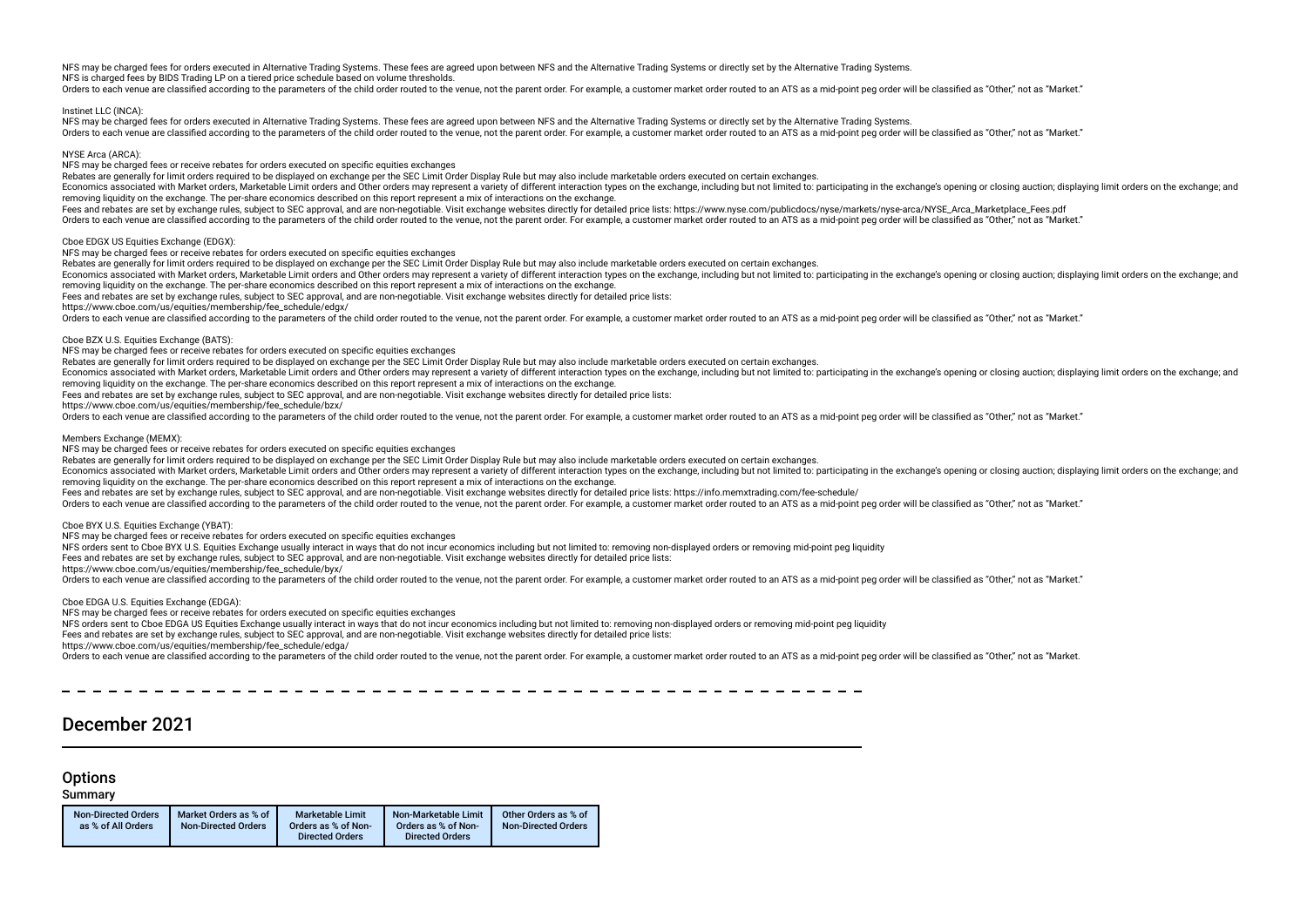NFS may be charged fees for orders executed in Alternative Trading Systems. These fees are agreed upon between NFS and the Alternative Trading Systems or directly set by the Alternative Trading Systems.
NFS is charged fees by BIDS Trading LP on a tiered price schedule based on volume thresholds.
Orders to each venue are classified according to the parameters of the child order routed to the venue, not the parent order. For example, a customer market order routed to an ATS as a mid-point peg order will be classified as "Other," not as "Market."

Instinet LLC (INCA):
NFS may be charged fees for orders executed in Alternative Trading Systems. These fees are agreed upon between NFS and the Alternative Trading Systems or directly set by the Alternative Trading Systems.
Orders to each venue are classified according to the parameters of the child order routed to the venue, not the parent order. For example, a customer market order routed to an ATS as a mid-point peg order will be classified as "Other," not as "Market."

NYSE Arca (ARCA):
NFS may be charged fees or receive rebates for orders executed on specific equities exchanges
Rebates are generally for limit orders required to be displayed on exchange per the SEC Limit Order Display Rule but may also include marketable orders executed on certain exchanges.
Economics associated with Market orders, Marketable Limit orders and Other orders may represent a variety of different interaction types on the exchange, including but not limited to: participating in the exchange's opening or closing auction; displaying limit orders on the exchange; and removing liquidity on the exchange. The per-share economics described on this report represent a mix of interactions on the exchange.
Fees and rebates are set by exchange rules, subject to SEC approval, and are non-negotiable. Visit exchange websites directly for detailed price lists: https://www.nyse.com/publicdocs/nyse/markets/nyse-arca/NYSE_Arca_Marketplace_Fees.pdf
Orders to each venue are classified according to the parameters of the child order routed to the venue, not the parent order. For example, a customer market order routed to an ATS as a mid-point peg order will be classified as "Other," not as "Market."

Cboe EDGX US Equities Exchange (EDGX):
NFS may be charged fees or receive rebates for orders executed on specific equities exchanges
Rebates are generally for limit orders required to be displayed on exchange per the SEC Limit Order Display Rule but may also include marketable orders executed on certain exchanges.
Economics associated with Market orders, Marketable Limit orders and Other orders may represent a variety of different interaction types on the exchange, including but not limited to: participating in the exchange's opening or closing auction; displaying limit orders on the exchange; and removing liquidity on the exchange. The per-share economics described on this report represent a mix of interactions on the exchange.
Fees and rebates are set by exchange rules, subject to SEC approval, and are non-negotiable. Visit exchange websites directly for detailed price lists:
https://www.cboe.com/us/equities/membership/fee_schedule/edgx/
Orders to each venue are classified according to the parameters of the child order routed to the venue, not the parent order. For example, a customer market order routed to an ATS as a mid-point peg order will be classified as "Other," not as "Market."

Cboe BZX U.S. Equities Exchange (BATS):
NFS may be charged fees or receive rebates for orders executed on specific equities exchanges
Rebates are generally for limit orders required to be displayed on exchange per the SEC Limit Order Display Rule but may also include marketable orders executed on certain exchanges.
Economics associated with Market orders, Marketable Limit orders and Other orders may represent a variety of different interaction types on the exchange, including but not limited to: participating in the exchange's opening or closing auction; displaying limit orders on the exchange; and removing liquidity on the exchange. The per-share economics described on this report represent a mix of interactions on the exchange.
Fees and rebates are set by exchange rules, subject to SEC approval, and are non-negotiable. Visit exchange websites directly for detailed price lists:
https://www.cboe.com/us/equities/membership/fee_schedule/bzx/
Orders to each venue are classified according to the parameters of the child order routed to the venue, not the parent order. For example, a customer market order routed to an ATS as a mid-point peg order will be classified as "Other," not as "Market."

Members Exchange (MEMX):
NFS may be charged fees or receive rebates for orders executed on specific equities exchanges
Rebates are generally for limit orders required to be displayed on exchange per the SEC Limit Order Display Rule but may also include marketable orders executed on certain exchanges.
Economics associated with Market orders, Marketable Limit orders and Other orders may represent a variety of different interaction types on the exchange, including but not limited to: participating in the exchange's opening or closing auction; displaying limit orders on the exchange; and removing liquidity on the exchange. The per-share economics described on this report represent a mix of interactions on the exchange.
Fees and rebates are set by exchange rules, subject to SEC approval, and are non-negotiable. Visit exchange websites directly for detailed price lists: https://info.memxtrading.com/fee-schedule/
Orders to each venue are classified according to the parameters of the child order routed to the venue, not the parent order. For example, a customer market order routed to an ATS as a mid-point peg order will be classified as "Other," not as "Market."

Cboe BYX U.S. Equities Exchange (YBAT):
NFS may be charged fees or receive rebates for orders executed on specific equities exchanges
NFS orders sent to Cboe BYX U.S. Equities Exchange usually interact in ways that do not incur economics including but not limited to: removing non-displayed orders or removing mid-point peg liquidity
Fees and rebates are set by exchange rules, subject to SEC approval, and are non-negotiable. Visit exchange websites directly for detailed price lists:
https://www.cboe.com/us/equities/membership/fee_schedule/byx/
Orders to each venue are classified according to the parameters of the child order routed to the venue, not the parent order. For example, a customer market order routed to an ATS as a mid-point peg order will be classified as "Other," not as "Market."

Cboe EDGA U.S. Equities Exchange (EDGA):
NFS may be charged fees or receive rebates for orders executed on specific equities exchanges
NFS orders sent to Cboe EDGA US Equities Exchange usually interact in ways that do not incur economics including but not limited to: removing non-displayed orders or removing mid-point peg liquidity
Fees and rebates are set by exchange rules, subject to SEC approval, and are non-negotiable. Visit exchange websites directly for detailed price lists:
https://www.cboe.com/us/equities/membership/fee_schedule/edga/
Orders to each venue are classified according to the parameters of the child order routed to the venue, not the parent order. For example, a customer market order routed to an ATS as a mid-point peg order will be classified as "Other," not as "Market.

# December 2021

## Options

### Summary

| Non-Directed Orders as % of All Orders | Market Orders as % of Non-Directed Orders | Marketable Limit Orders as % of Non-Directed Orders | Non-Marketable Limit Orders as % of Non-Directed Orders | Other Orders as % of Non-Directed Orders |
|---|---|---|---|---|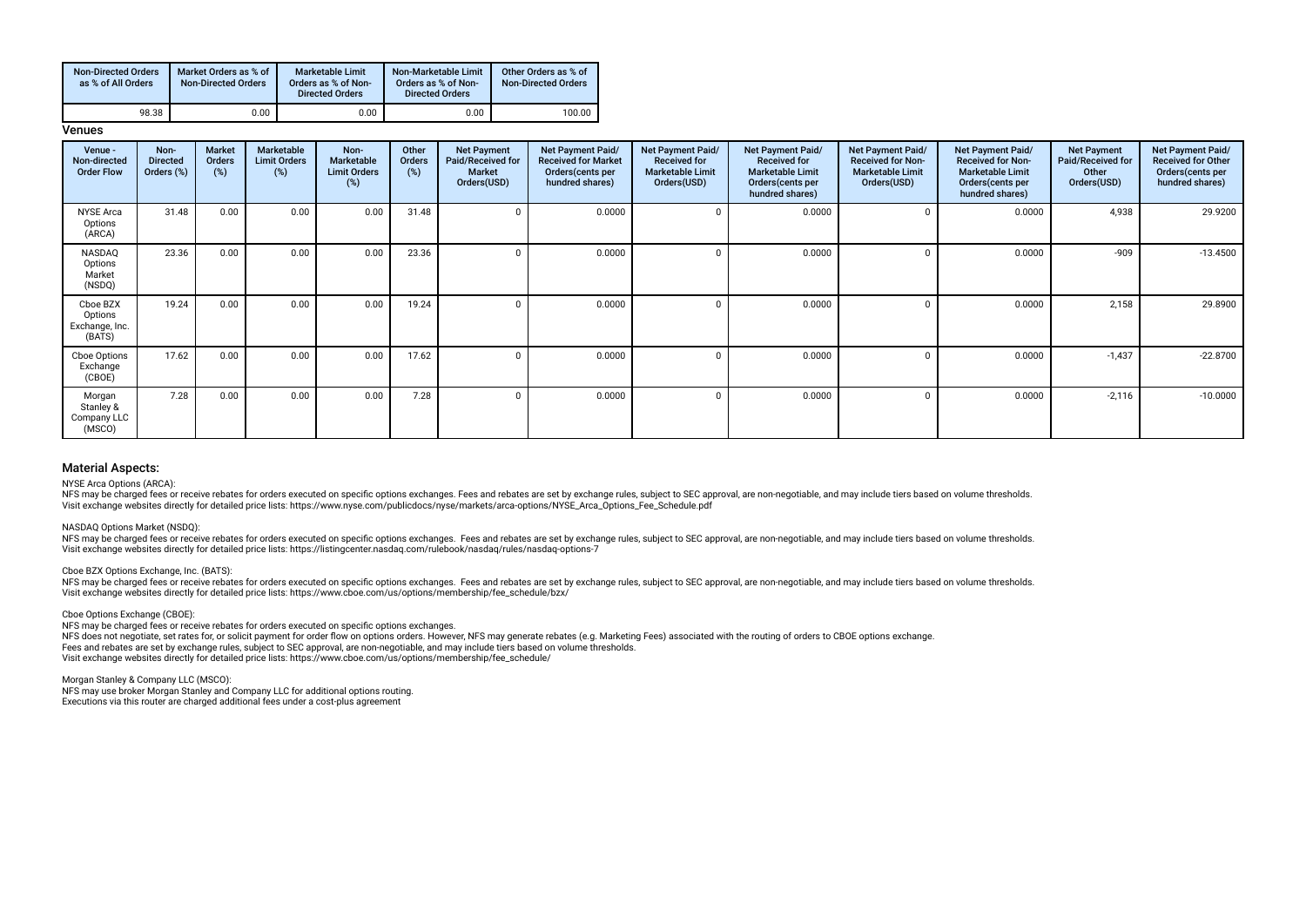| Non-Directed Orders as % of All Orders | Market Orders as % of Non-Directed Orders | Marketable Limit Orders as % of Non-Directed Orders | Non-Marketable Limit Orders as % of Non-Directed Orders | Other Orders as % of Non-Directed Orders |
|---|---|---|---|---|
| 98.38 | 0.00 | 0.00 | 0.00 | 100.00 |

## Venues

| Venue - Non-directed Order Flow | Non-Directed Orders (%) | Market Orders (%) | Marketable Limit Orders (%) | Non-Marketable Limit Orders (%) | Other Orders (%) | Net Payment Paid/Received for Market Orders(USD) | Net Payment Paid/ Received for Market Orders(cents per hundred shares) | Net Payment Paid/ Received for Marketable Limit Orders(USD) | Net Payment Paid/ Received for Marketable Limit Orders(cents per hundred shares) | Net Payment Paid/ Received for Non-Marketable Limit Orders(USD) | Net Payment Paid/ Received for Non-Marketable Limit Orders(cents per hundred shares) | Net Payment Paid/Received for Other Orders(USD) | Net Payment Paid/ Received for Other Orders(cents per hundred shares) |
|---|---|---|---|---|---|---|---|---|---|---|---|---|---|
| NYSE Arca Options (ARCA) | 31.48 | 0.00 | 0.00 | 0.00 | 31.48 | 0 | 0.0000 | 0 | 0.0000 | 0 | 0.0000 | 4,938 | 29.9200 |
| NASDAQ Options Market (NSDQ) | 23.36 | 0.00 | 0.00 | 0.00 | 23.36 | 0 | 0.0000 | 0 | 0.0000 | 0 | 0.0000 | -909 | -13.4500 |
| Cboe BZX Options Exchange, Inc. (BATS) | 19.24 | 0.00 | 0.00 | 0.00 | 19.24 | 0 | 0.0000 | 0 | 0.0000 | 0 | 0.0000 | 2,158 | 29.8900 |
| Cboe Options Exchange (CBOE) | 17.62 | 0.00 | 0.00 | 0.00 | 17.62 | 0 | 0.0000 | 0 | 0.0000 | 0 | 0.0000 | -1,437 | -22.8700 |
| Morgan Stanley & Company LLC (MSCO) | 7.28 | 0.00 | 0.00 | 0.00 | 7.28 | 0 | 0.0000 | 0 | 0.0000 | 0 | 0.0000 | -2,116 | -10.0000 |

## Material Aspects:

NYSE Arca Options (ARCA):
NFS may be charged fees or receive rebates for orders executed on specific options exchanges. Fees and rebates are set by exchange rules, subject to SEC approval, are non-negotiable, and may include tiers based on volume thresholds.
Visit exchange websites directly for detailed price lists: https://www.nyse.com/publicdocs/nyse/markets/arca-options/NYSE_Arca_Options_Fee_Schedule.pdf

NASDAQ Options Market (NSDQ):
NFS may be charged fees or receive rebates for orders executed on specific options exchanges. Fees and rebates are set by exchange rules, subject to SEC approval, are non-negotiable, and may include tiers based on volume thresholds.
Visit exchange websites directly for detailed price lists: https://listingcenter.nasdaq.com/rulebook/nasdaq/rules/nasdaq-options-7

Cboe BZX Options Exchange, Inc. (BATS):
NFS may be charged fees or receive rebates for orders executed on specific options exchanges. Fees and rebates are set by exchange rules, subject to SEC approval, are non-negotiable, and may include tiers based on volume thresholds.
Visit exchange websites directly for detailed price lists: https://www.cboe.com/us/options/membership/fee_schedule/bzx/

Cboe Options Exchange (CBOE):
NFS may be charged fees or receive rebates for orders executed on specific options exchanges.
NFS does not negotiate, set rates for, or solicit payment for order flow on options orders. However, NFS may generate rebates (e.g. Marketing Fees) associated with the routing of orders to CBOE options exchange.
Fees and rebates are set by exchange rules, subject to SEC approval, are non-negotiable, and may include tiers based on volume thresholds.
Visit exchange websites directly for detailed price lists: https://www.cboe.com/us/options/membership/fee_schedule/

Morgan Stanley & Company LLC (MSCO):
NFS may use broker Morgan Stanley and Company LLC for additional options routing.
Executions via this router are charged additional fees under a cost-plus agreement